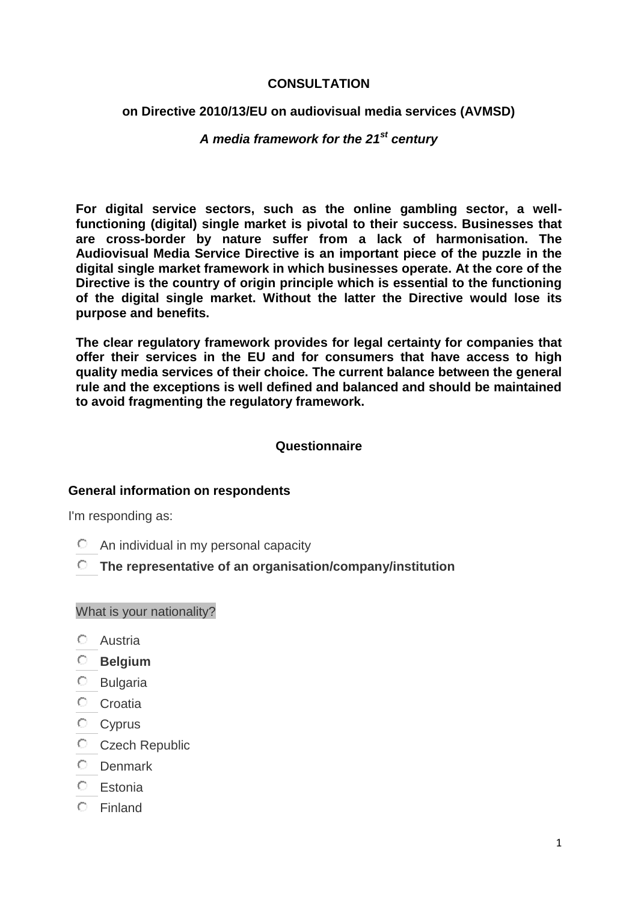**CONSULTATION**

**on Directive 2010/13/EU on audiovisual media services (AVMSD)**

***A media framework for the 21st century***

**For digital service sectors, such as the online gambling sector, a well-functioning (digital) single market is pivotal to their success. Businesses that are cross-border by nature suffer from a lack of harmonisation. The Audiovisual Media Service Directive is an important piece of the puzzle in the digital single market framework in which businesses operate. At the core of the Directive is the country of origin principle which is essential to the functioning of the digital single market. Without the latter the Directive would lose its purpose and benefits.**

**The clear regulatory framework provides for legal certainty for companies that offer their services in the EU and for consumers that have access to high quality media services of their choice. The current balance between the general rule and the exceptions is well defined and balanced and should be maintained to avoid fragmenting the regulatory framework.**

**Questionnaire**

**General information on respondents**

I'm responding as:

- An individual in my personal capacity
- **The representative of an organisation/company/institution**

What is your nationality?

- Austria
- **Belgium**
- Bulgaria
- Croatia
- Cyprus
- Czech Republic
- Denmark
- Estonia
- Finland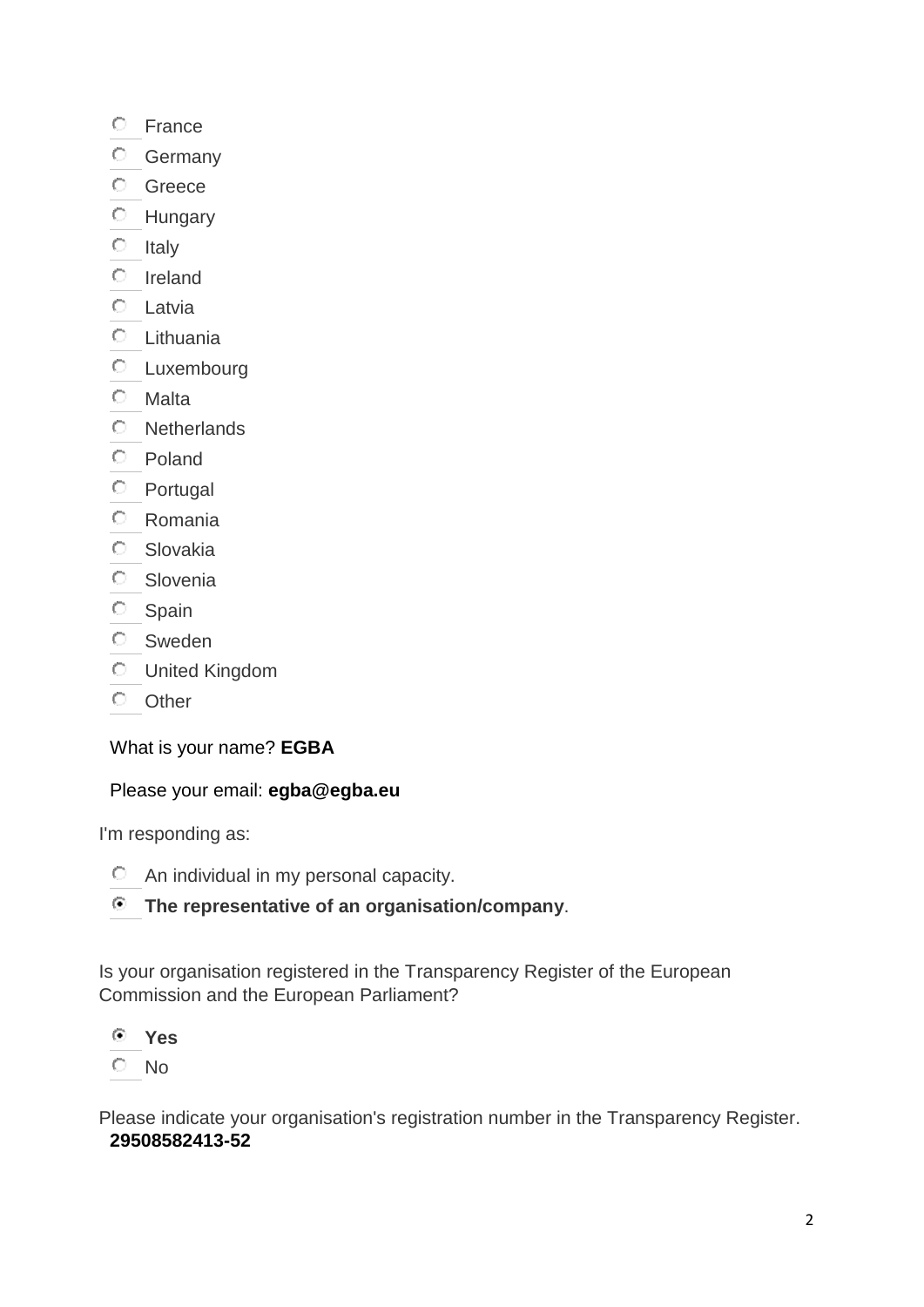- ○ France
- ○ Germany
- ○ Greece
- ○ Hungary
- ○ Italy
- ○ Ireland
- ○ Latvia
- ○ Lithuania
- ○ Luxembourg
- ○ Malta
- ○ Netherlands
- ○ Poland
- ○ Portugal
- ○ Romania
- ○ Slovakia
- ○ Slovenia
- ○ Spain
- ○ Sweden
- ○ United Kingdom
- ○ Other

What is your name? **EGBA**

Please your email: **egba@egba.eu**

I'm responding as:

- ○ An individual in my personal capacity.
- ◉ **The representative of an organisation/company**.

Is your organisation registered in the Transparency Register of the European Commission and the European Parliament?

- ◉ **Yes**
- ○ No

Please indicate your organisation's registration number in the Transparency Register.
**29508582413-52**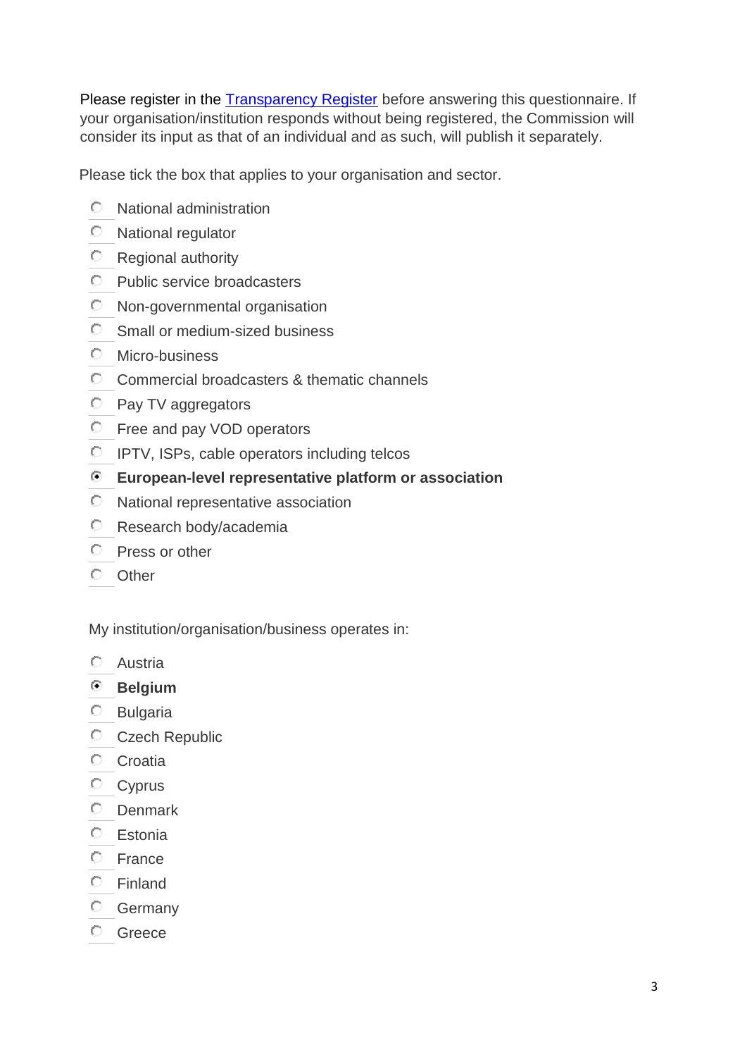Please register in the Transparency Register before answering this questionnaire. If your organisation/institution responds without being registered, the Commission will consider its input as that of an individual and as such, will publish it separately.

Please tick the box that applies to your organisation and sector.

- ○ National administration
- ○ National regulator
- ○ Regional authority
- ○ Public service broadcasters
- ○ Non-governmental organisation
- ○ Small or medium-sized business
- ○ Micro-business
- ○ Commercial broadcasters & thematic channels
- ○ Pay TV aggregators
- ○ Free and pay VOD operators
- ○ IPTV, ISPs, cable operators including telcos
- ◉ **European-level representative platform or association**
- ○ National representative association
- ○ Research body/academia
- ○ Press or other
- ○ Other

My institution/organisation/business operates in:

- ○ Austria
- ◉ **Belgium**
- ○ Bulgaria
- ○ Czech Republic
- ○ Croatia
- ○ Cyprus
- ○ Denmark
- ○ Estonia
- ○ France
- ○ Finland
- ○ Germany
- ○ Greece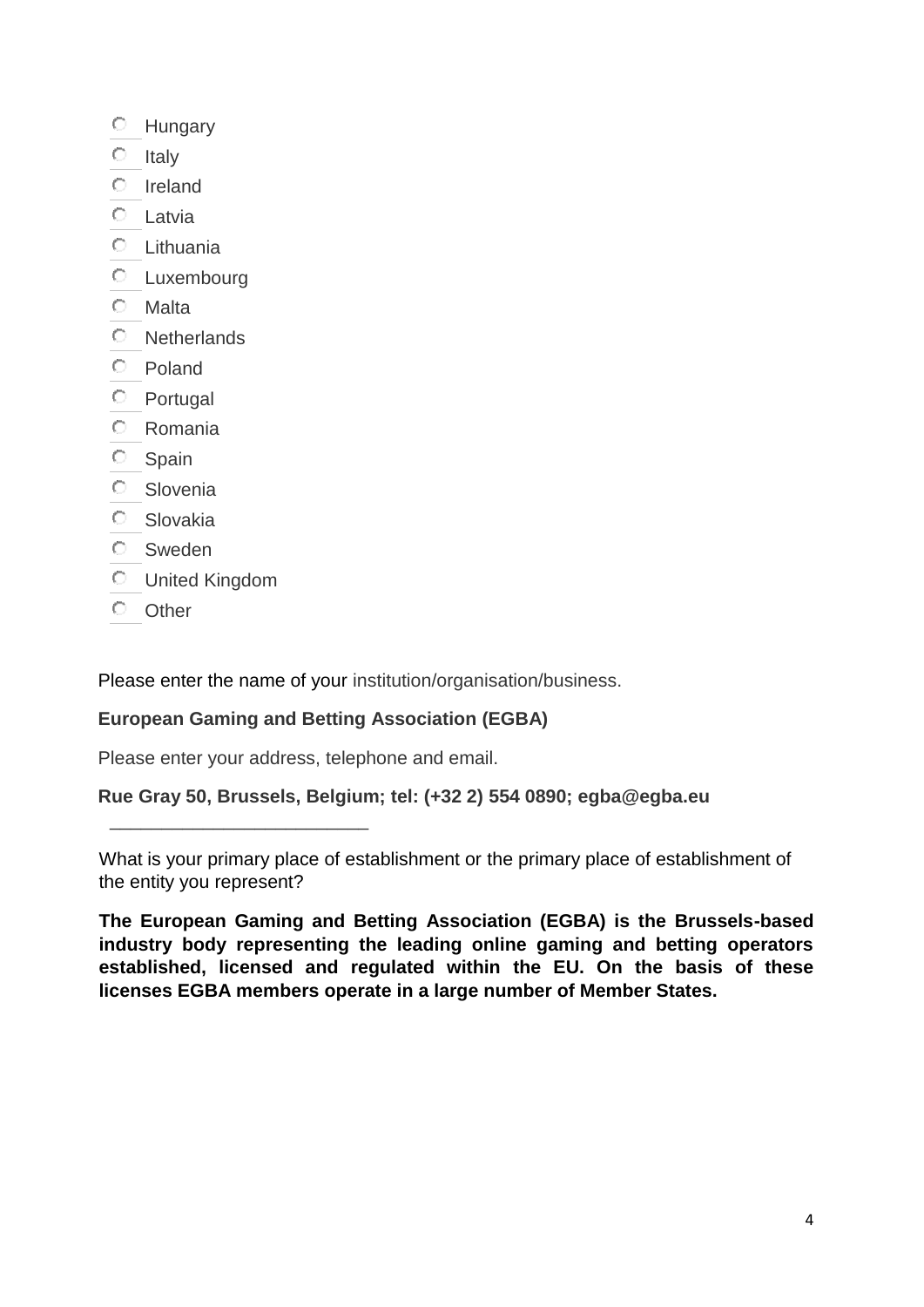- Hungary
- Italy
- Ireland
- Latvia
- Lithuania
- Luxembourg
- Malta
- Netherlands
- Poland
- Portugal
- Romania
- Spain
- Slovenia
- Slovakia
- Sweden
- United Kingdom
- Other

Please enter the name of your institution/organisation/business.

**European Gaming and Betting Association (EGBA)**

Please enter your address, telephone and email.

**Rue Gray 50, Brussels, Belgium; tel: (+32 2) 554 0890; egba@egba.eu**

---

What is your primary place of establishment or the primary place of establishment of the entity you represent?

**The European Gaming and Betting Association (EGBA) is the Brussels-based industry body representing the leading online gaming and betting operators established, licensed and regulated within the EU. On the basis of these licenses EGBA members operate in a large number of Member States.**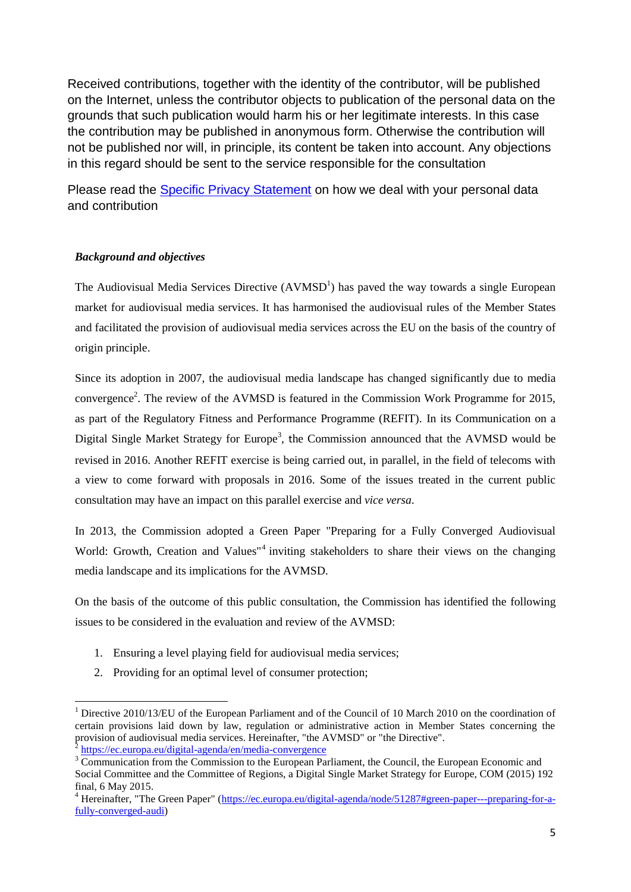Received contributions, together with the identity of the contributor, will be published on the Internet, unless the contributor objects to publication of the personal data on the grounds that such publication would harm his or her legitimate interests. In this case the contribution may be published in anonymous form. Otherwise the contribution will not be published nor will, in principle, its content be taken into account. Any objections in this regard should be sent to the service responsible for the consultation

Please read the Specific Privacy Statement on how we deal with your personal data and contribution

***Background and objectives***

The Audiovisual Media Services Directive (AVMSD[1]) has paved the way towards a single European market for audiovisual media services. It has harmonised the audiovisual rules of the Member States and facilitated the provision of audiovisual media services across the EU on the basis of the country of origin principle.

Since its adoption in 2007, the audiovisual media landscape has changed significantly due to media convergence[2]. The review of the AVMSD is featured in the Commission Work Programme for 2015, as part of the Regulatory Fitness and Performance Programme (REFIT). In its Communication on a Digital Single Market Strategy for Europe[3], the Commission announced that the AVMSD would be revised in 2016. Another REFIT exercise is being carried out, in parallel, in the field of telecoms with a view to come forward with proposals in 2016. Some of the issues treated in the current public consultation may have an impact on this parallel exercise and *vice versa*.

In 2013, the Commission adopted a Green Paper "Preparing for a Fully Converged Audiovisual World: Growth, Creation and Values"[4] inviting stakeholders to share their views on the changing media landscape and its implications for the AVMSD.

On the basis of the outcome of this public consultation, the Commission has identified the following issues to be considered in the evaluation and review of the AVMSD:

1. Ensuring a level playing field for audiovisual media services;
2. Providing for an optimal level of consumer protection;

---

[1] Directive 2010/13/EU of the European Parliament and of the Council of 10 March 2010 on the coordination of certain provisions laid down by law, regulation or administrative action in Member States concerning the provision of audiovisual media services. Hereinafter, "the AVMSD" or "the Directive".

[2] https://ec.europa.eu/digital-agenda/en/media-convergence

[3] Communication from the Commission to the European Parliament, the Council, the European Economic and Social Committee and the Committee of Regions, a Digital Single Market Strategy for Europe, COM (2015) 192 final, 6 May 2015.

[4] Hereinafter, "The Green Paper" (https://ec.europa.eu/digital-agenda/node/51287#green-paper---preparing-for-a-fully-converged-audi)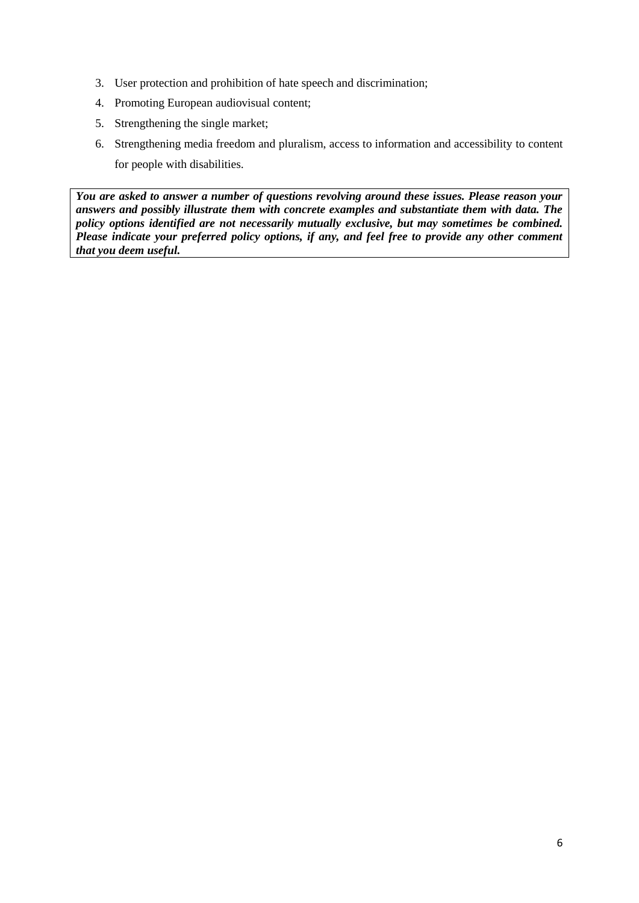3. User protection and prohibition of hate speech and discrimination;
4. Promoting European audiovisual content;
5. Strengthening the single market;
6. Strengthening media freedom and pluralism, access to information and accessibility to content for people with disabilities.

***You are asked to answer a number of questions revolving around these issues. Please reason your answers and possibly illustrate them with concrete examples and substantiate them with data. The policy options identified are not necessarily mutually exclusive, but may sometimes be combined. Please indicate your preferred policy options, if any, and feel free to provide any other comment that you deem useful.***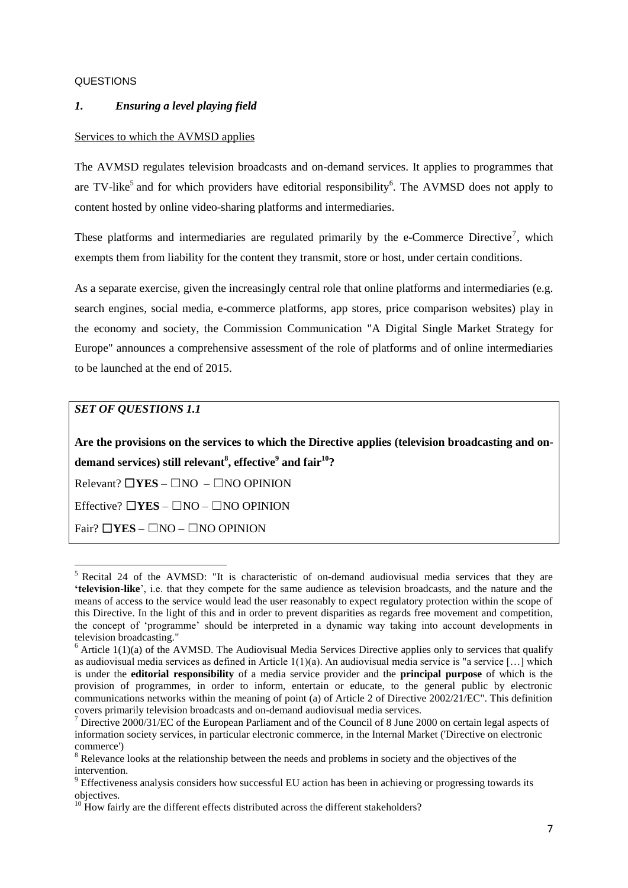QUESTIONS

## *1. Ensuring a level playing field*

Services to which the AVMSD applies

The AVMSD regulates television broadcasts and on-demand services. It applies to programmes that are TV-like[5] and for which providers have editorial responsibility[6]. The AVMSD does not apply to content hosted by online video-sharing platforms and intermediaries.

These platforms and intermediaries are regulated primarily by the e-Commerce Directive[7], which exempts them from liability for the content they transmit, store or host, under certain conditions.

As a separate exercise, given the increasingly central role that online platforms and intermediaries (e.g. search engines, social media, e-commerce platforms, app stores, price comparison websites) play in the economy and society, the Commission Communication "A Digital Single Market Strategy for Europe" announces a comprehensive assessment of the role of platforms and of online intermediaries to be launched at the end of 2015.

***SET OF QUESTIONS 1.1***

**Are the provisions on the services to which the Directive applies (television broadcasting and on-demand services) still relevant[8], effective[9] and fair[10]?**

Relevant? ☐**YES** – ☐NO – ☐NO OPINION

Effective? ☐**YES** – ☐NO – ☐NO OPINION

Fair? ☐**YES** – ☐NO – ☐NO OPINION

[5] Recital 24 of the AVMSD: "It is characteristic of on-demand audiovisual media services that they are **'television-like'**, i.e. that they compete for the same audience as television broadcasts, and the nature and the means of access to the service would lead the user reasonably to expect regulatory protection within the scope of this Directive. In the light of this and in order to prevent disparities as regards free movement and competition, the concept of 'programme' should be interpreted in a dynamic way taking into account developments in television broadcasting."

[6] Article 1(1)(a) of the AVMSD. The Audiovisual Media Services Directive applies only to services that qualify as audiovisual media services as defined in Article 1(1)(a). An audiovisual media service is "a service […] which is under the **editorial responsibility** of a media service provider and the **principal purpose** of which is the provision of programmes, in order to inform, entertain or educate, to the general public by electronic communications networks within the meaning of point (a) of Article 2 of Directive 2002/21/EC". This definition covers primarily television broadcasts and on-demand audiovisual media services.

[7] Directive 2000/31/EC of the European Parliament and of the Council of 8 June 2000 on certain legal aspects of information society services, in particular electronic commerce, in the Internal Market ('Directive on electronic commerce')

[8] Relevance looks at the relationship between the needs and problems in society and the objectives of the intervention.

[9] Effectiveness analysis considers how successful EU action has been in achieving or progressing towards its objectives.

[10] How fairly are the different effects distributed across the different stakeholders?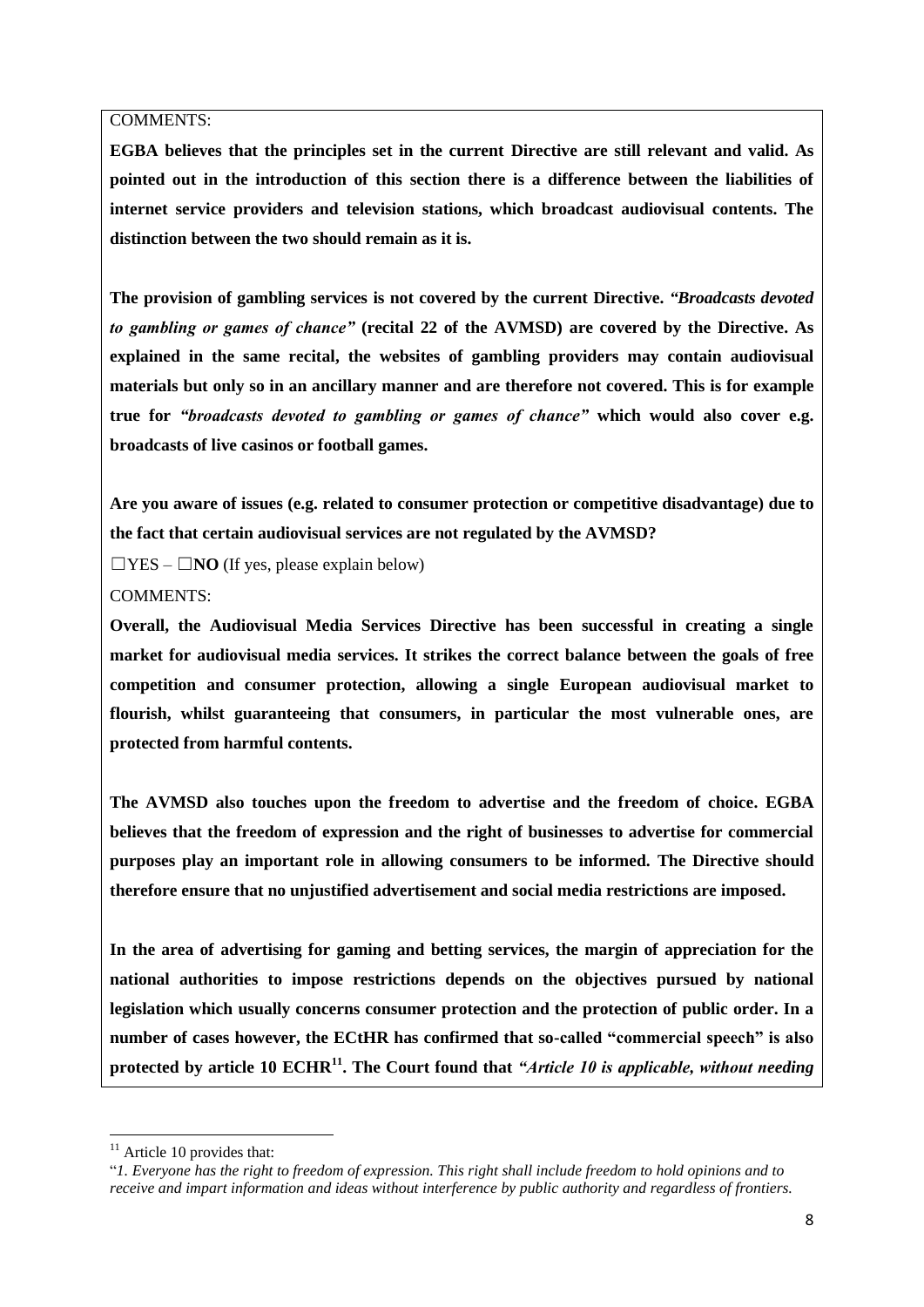COMMENTS:

**EGBA believes that the principles set in the current Directive are still relevant and valid. As pointed out in the introduction of this section there is a difference between the liabilities of internet service providers and television stations, which broadcast audiovisual contents. The distinction between the two should remain as it is.**

**The provision of gambling services is not covered by the current Directive.** ***"Broadcasts devoted to gambling or games of chance"*** **(recital 22 of the AVMSD) are covered by the Directive. As explained in the same recital, the websites of gambling providers may contain audiovisual materials but only so in an ancillary manner and are therefore not covered. This is for example true for** ***"broadcasts devoted to gambling or games of chance"*** **which would also cover e.g. broadcasts of live casinos or football games.**

**Are you aware of issues (e.g. related to consumer protection or competitive disadvantage) due to the fact that certain audiovisual services are not regulated by the AVMSD?**

☐YES – ☐**NO** (If yes, please explain below)

COMMENTS:

**Overall, the Audiovisual Media Services Directive has been successful in creating a single market for audiovisual media services. It strikes the correct balance between the goals of free competition and consumer protection, allowing a single European audiovisual market to flourish, whilst guaranteeing that consumers, in particular the most vulnerable ones, are protected from harmful contents.**

**The AVMSD also touches upon the freedom to advertise and the freedom of choice. EGBA believes that the freedom of expression and the right of businesses to advertise for commercial purposes play an important role in allowing consumers to be informed. The Directive should therefore ensure that no unjustified advertisement and social media restrictions are imposed.**

**In the area of advertising for gaming and betting services, the margin of appreciation for the national authorities to impose restrictions depends on the objectives pursued by national legislation which usually concerns consumer protection and the protection of public order. In a number of cases however, the ECtHR has confirmed that so-called "commercial speech" is also protected by article 10 ECHR[11]. The Court found that** ***"Article 10 is applicable, without needing***

---

[11] Article 10 provides that:

"*1. Everyone has the right to freedom of expression. This right shall include freedom to hold opinions and to receive and impart information and ideas without interference by public authority and regardless of frontiers.*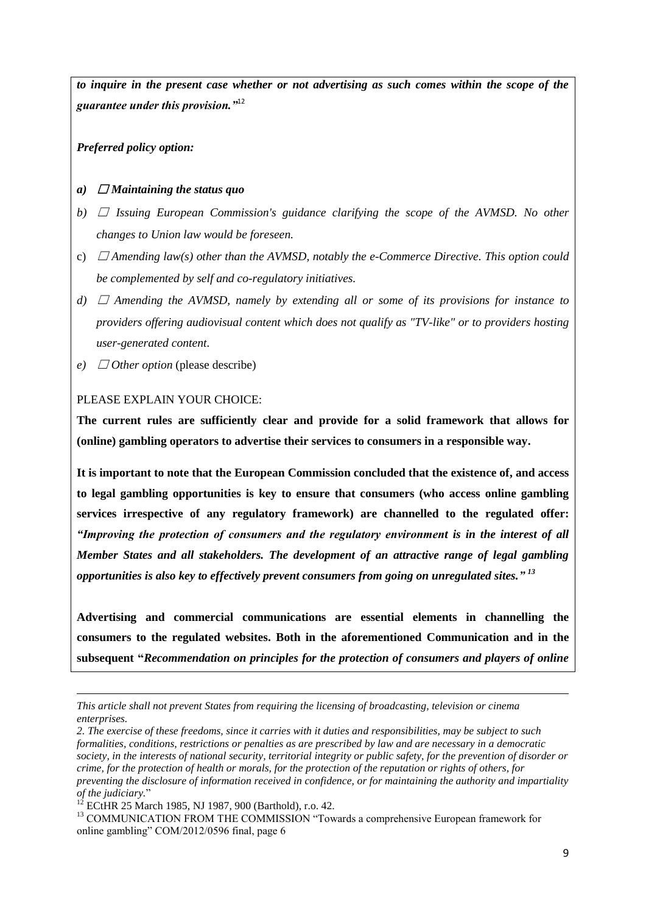***to inquire in the present case whether or not advertising as such comes within the scope of the guarantee under this provision."***[12]

***Preferred policy option:***

***a) ☐ Maintaining the status quo***

*b) ☐ Issuing European Commission's guidance clarifying the scope of the AVMSD. No other changes to Union law would be foreseen.*

c) *☐ Amending law(s) other than the AVMSD, notably the e-Commerce Directive. This option could be complemented by self and co-regulatory initiatives.*

*d) ☐ Amending the AVMSD, namely by extending all or some of its provisions for instance to providers offering audiovisual content which does not qualify as "TV-like" or to providers hosting user-generated content.*

*e) ☐ Other option* (please describe)

PLEASE EXPLAIN YOUR CHOICE:

**The current rules are sufficiently clear and provide for a solid framework that allows for (online) gambling operators to advertise their services to consumers in a responsible way.**

**It is important to note that the European Commission concluded that the existence of, and access to legal gambling opportunities is key to ensure that consumers (who access online gambling services irrespective of any regulatory framework) are channelled to the regulated offer: *"Improving the protection of consumers and the regulatory environment is in the interest of all Member States and all stakeholders. The development of an attractive range of legal gambling opportunities is also key to effectively prevent consumers from going on unregulated sites."*** [13]

**Advertising and commercial communications are essential elements in channelling the consumers to the regulated websites. Both in the aforementioned Communication and in the subsequent "*Recommendation on principles for the protection of consumers and players of online***

---

*This article shall not prevent States from requiring the licensing of broadcasting, television or cinema enterprises.*

*2. The exercise of these freedoms, since it carries with it duties and responsibilities, may be subject to such formalities, conditions, restrictions or penalties as are prescribed by law and are necessary in a democratic society, in the interests of national security, territorial integrity or public safety, for the prevention of disorder or crime, for the protection of health or morals, for the protection of the reputation or rights of others, for preventing the disclosure of information received in confidence, or for maintaining the authority and impartiality of the judiciary.*"

[12] ECtHR 25 March 1985, NJ 1987, 900 (Barthold), r.o. 42.

[13] COMMUNICATION FROM THE COMMISSION "Towards a comprehensive European framework for online gambling" COM/2012/0596 final, page 6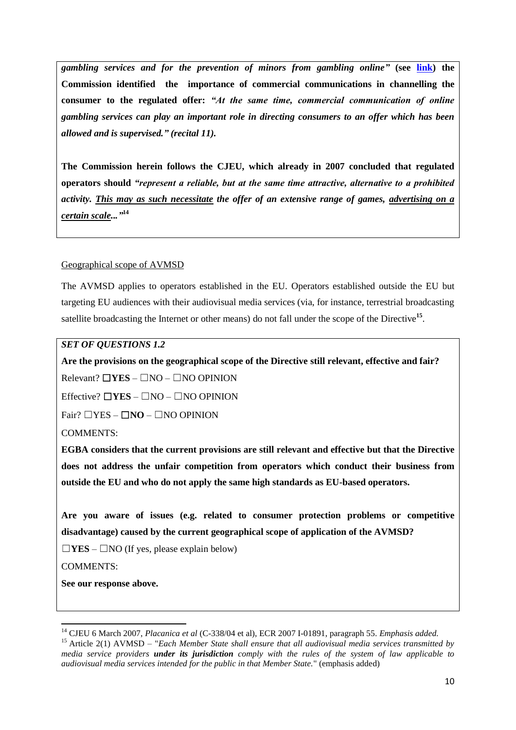***gambling services and for the prevention of minors from gambling online"*** **(see [link](link)) the Commission identified the importance of commercial communications in channelling the consumer to the regulated offer:** ***"At the same time, commercial communication of online gambling services can play an important role in directing consumers to an offer which has been allowed and is supervised." (recital 11).***

**The Commission herein follows the CJEU, which already in 2007 concluded that regulated operators should** ***"represent a reliable, but at the same time attractive, alternative to a prohibited activity. <u>This may as such necessitate</u> the offer of an extensive range of games, <u>advertising on a certain scale</u>..."***[14]

<u>Geographical scope of AVMSD</u>

The AVMSD applies to operators established in the EU. Operators established outside the EU but targeting EU audiences with their audiovisual media services (via, for instance, terrestrial broadcasting satellite broadcasting the Internet or other means) do not fall under the scope of the Directive[15].

***SET OF QUESTIONS 1.2***

**Are the provisions on the geographical scope of the Directive still relevant, effective and fair?**

Relevant? ☐**YES** – ☐NO – ☐NO OPINION

Effective? ☐**YES** – ☐NO – ☐NO OPINION

Fair? ☐YES – ☐**NO** – ☐NO OPINION

COMMENTS:

**EGBA considers that the current provisions are still relevant and effective but that the Directive does not address the unfair competition from operators which conduct their business from outside the EU and who do not apply the same high standards as EU-based operators.**

**Are you aware of issues (e.g. related to consumer protection problems or competitive disadvantage) caused by the current geographical scope of application of the AVMSD?**

☐**YES** – ☐NO (If yes, please explain below)

COMMENTS:

**See our response above.**

---

[14] CJEU 6 March 2007, *Placanica et al* (C-338/04 et al), ECR 2007 I-01891, paragraph 55. *Emphasis added.*

[15] Article 2(1) AVMSD – "*Each Member State shall ensure that all audiovisual media services transmitted by media service providers* ***under its jurisdiction*** *comply with the rules of the system of law applicable to audiovisual media services intended for the public in that Member State.*" (emphasis added)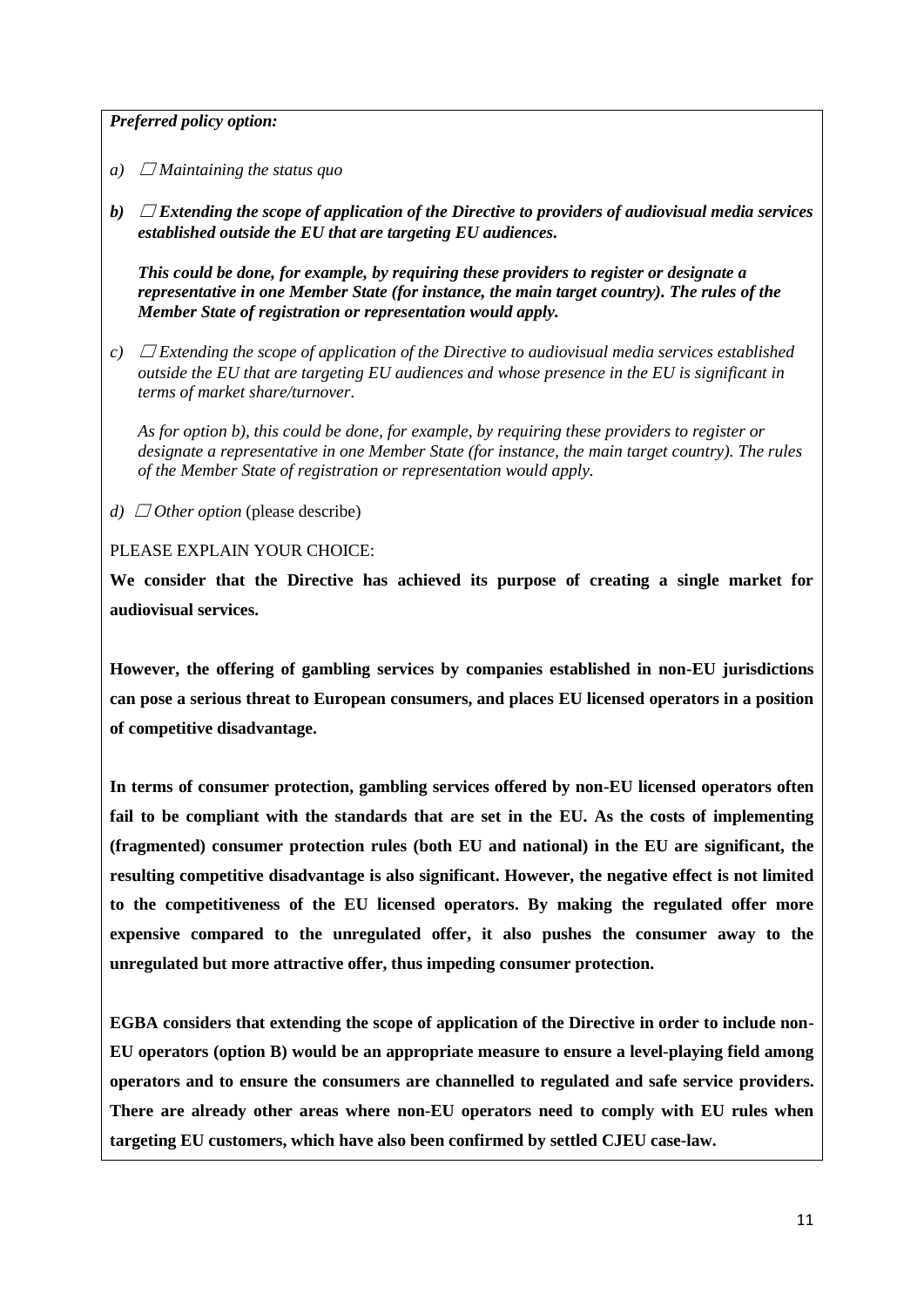***Preferred policy option:***

*a)* ☐ *Maintaining the status quo*

***b)*** ☐ ***Extending the scope of application of the Directive to providers of audiovisual media services established outside the EU that are targeting EU audiences.***

***This could be done, for example, by requiring these providers to register or designate a representative in one Member State (for instance, the main target country). The rules of the Member State of registration or representation would apply.***

*c)* ☐ *Extending the scope of application of the Directive to audiovisual media services established outside the EU that are targeting EU audiences and whose presence in the EU is significant in terms of market share/turnover.*

*As for option b), this could be done, for example, by requiring these providers to register or designate a representative in one Member State (for instance, the main target country). The rules of the Member State of registration or representation would apply.*

*d)* ☐ *Other option* (please describe)

PLEASE EXPLAIN YOUR CHOICE:

**We consider that the Directive has achieved its purpose of creating a single market for audiovisual services.**

**However, the offering of gambling services by companies established in non-EU jurisdictions can pose a serious threat to European consumers, and places EU licensed operators in a position of competitive disadvantage.**

**In terms of consumer protection, gambling services offered by non-EU licensed operators often fail to be compliant with the standards that are set in the EU. As the costs of implementing (fragmented) consumer protection rules (both EU and national) in the EU are significant, the resulting competitive disadvantage is also significant. However, the negative effect is not limited to the competitiveness of the EU licensed operators. By making the regulated offer more expensive compared to the unregulated offer, it also pushes the consumer away to the unregulated but more attractive offer, thus impeding consumer protection.**

**EGBA considers that extending the scope of application of the Directive in order to include non-EU operators (option B) would be an appropriate measure to ensure a level-playing field among operators and to ensure the consumers are channelled to regulated and safe service providers. There are already other areas where non-EU operators need to comply with EU rules when targeting EU customers, which have also been confirmed by settled CJEU case-law.**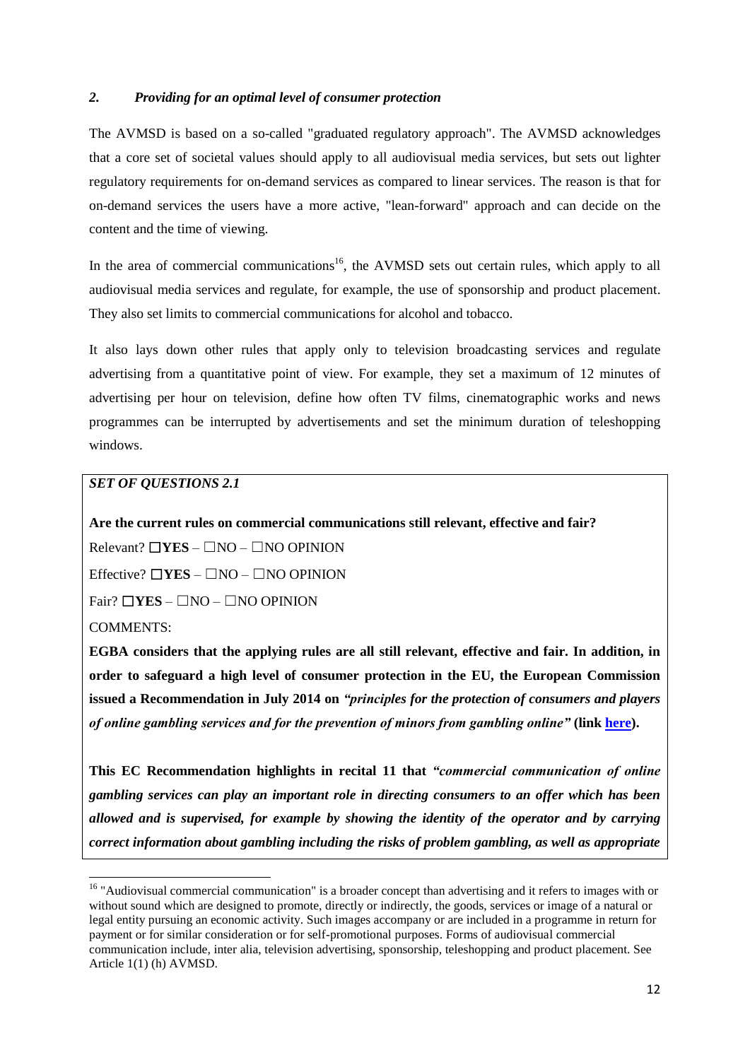## *2. Providing for an optimal level of consumer protection*

The AVMSD is based on a so-called "graduated regulatory approach". The AVMSD acknowledges that a core set of societal values should apply to all audiovisual media services, but sets out lighter regulatory requirements for on-demand services as compared to linear services. The reason is that for on-demand services the users have a more active, "lean-forward" approach and can decide on the content and the time of viewing.

In the area of commercial communications[16], the AVMSD sets out certain rules, which apply to all audiovisual media services and regulate, for example, the use of sponsorship and product placement. They also set limits to commercial communications for alcohol and tobacco.

It also lays down other rules that apply only to television broadcasting services and regulate advertising from a quantitative point of view. For example, they set a maximum of 12 minutes of advertising per hour on television, define how often TV films, cinematographic works and news programmes can be interrupted by advertisements and set the minimum duration of teleshopping windows.

***SET OF QUESTIONS 2.1***

**Are the current rules on commercial communications still relevant, effective and fair?**

Relevant? ☐**YES** – ☐NO – ☐NO OPINION

Effective? ☐**YES** – ☐NO – ☐NO OPINION

Fair? ☐**YES** – ☐NO – ☐NO OPINION

COMMENTS:

**EGBA considers that the applying rules are all still relevant, effective and fair. In addition, in order to safeguard a high level of consumer protection in the EU, the European Commission issued a Recommendation in July 2014 on *"principles for the protection of consumers and players of online gambling services and for the prevention of minors from gambling online"* (link [here](here)).**

**This EC Recommendation highlights in recital 11 that *"commercial communication of online gambling services can play an important role in directing consumers to an offer which has been allowed and is supervised, for example by showing the identity of the operator and by carrying correct information about gambling including the risks of problem gambling, as well as appropriate***

[16] "Audiovisual commercial communication" is a broader concept than advertising and it refers to images with or without sound which are designed to promote, directly or indirectly, the goods, services or image of a natural or legal entity pursuing an economic activity. Such images accompany or are included in a programme in return for payment or for similar consideration or for self-promotional purposes. Forms of audiovisual commercial communication include, inter alia, television advertising, sponsorship, teleshopping and product placement. See Article 1(1) (h) AVMSD.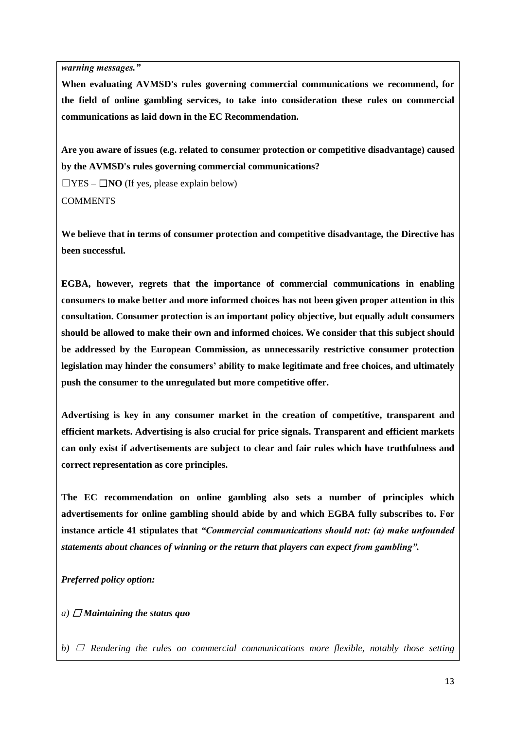*warning messages."*

**When evaluating AVMSD's rules governing commercial communications we recommend, for the field of online gambling services, to take into consideration these rules on commercial communications as laid down in the EC Recommendation.**

**Are you aware of issues (e.g. related to consumer protection or competitive disadvantage) caused by the AVMSD's rules governing commercial communications?**

☐YES – ☐**NO** (If yes, please explain below)

COMMENTS

**We believe that in terms of consumer protection and competitive disadvantage, the Directive has been successful.**

**EGBA, however, regrets that the importance of commercial communications in enabling consumers to make better and more informed choices has not been given proper attention in this consultation. Consumer protection is an important policy objective, but equally adult consumers should be allowed to make their own and informed choices. We consider that this subject should be addressed by the European Commission, as unnecessarily restrictive consumer protection legislation may hinder the consumers' ability to make legitimate and free choices, and ultimately push the consumer to the unregulated but more competitive offer.**

**Advertising is key in any consumer market in the creation of competitive, transparent and efficient markets. Advertising is also crucial for price signals. Transparent and efficient markets can only exist if advertisements are subject to clear and fair rules which have truthfulness and correct representation as core principles.**

**The EC recommendation on online gambling also sets a number of principles which advertisements for online gambling should abide by and which EGBA fully subscribes to. For instance article 41 stipulates that *"Commercial communications should not: (a) make unfounded statements about chances of winning or the return that players can expect from gambling".***

***Preferred policy option:***

*a)* ☐ ***Maintaining the status quo***

*b)* ☐ *Rendering the rules on commercial communications more flexible, notably those setting*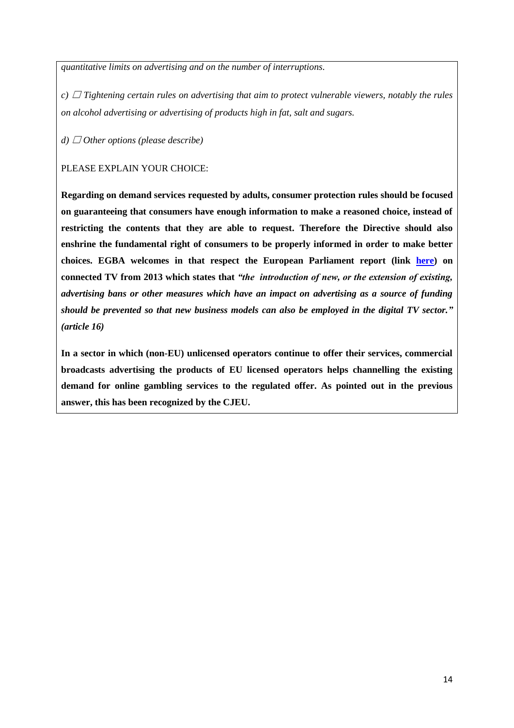*quantitative limits on advertising and on the number of interruptions.*

*c) ☐ Tightening certain rules on advertising that aim to protect vulnerable viewers, notably the rules on alcohol advertising or advertising of products high in fat, salt and sugars.*

*d) ☐ Other options (please describe)*

PLEASE EXPLAIN YOUR CHOICE:

**Regarding on demand services requested by adults, consumer protection rules should be focused on guaranteeing that consumers have enough information to make a reasoned choice, instead of restricting the contents that they are able to request. Therefore the Directive should also enshrine the fundamental right of consumers to be properly informed in order to make better choices. EGBA welcomes in that respect the European Parliament report (link here) on connected TV from 2013 which states that *"the introduction of new, or the extension of existing, advertising bans or other measures which have an impact on advertising as a source of funding should be prevented so that new business models can also be employed in the digital TV sector." (article 16)***

**In a sector in which (non-EU) unlicensed operators continue to offer their services, commercial broadcasts advertising the products of EU licensed operators helps channelling the existing demand for online gambling services to the regulated offer. As pointed out in the previous answer, this has been recognized by the CJEU.**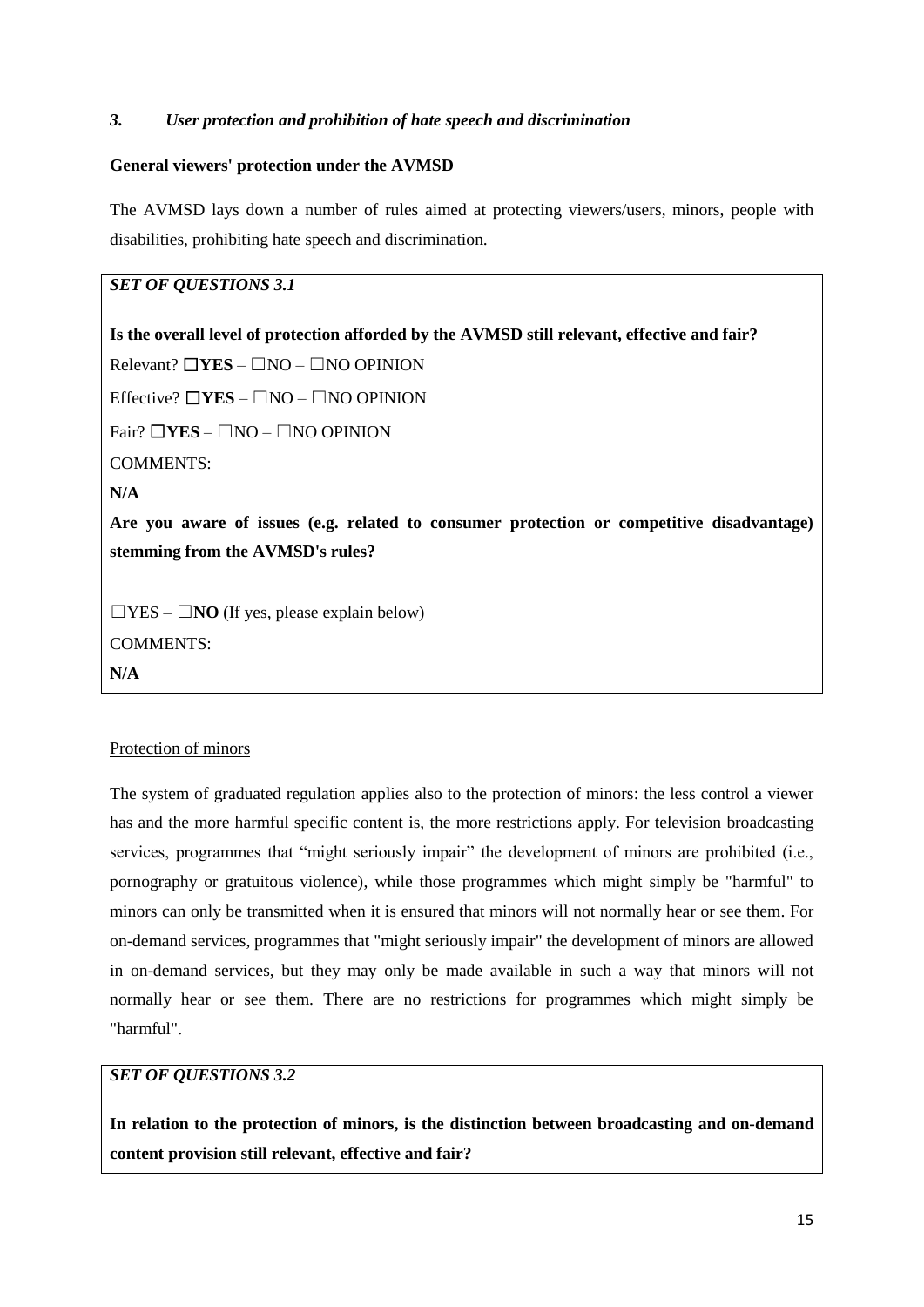### *3. User protection and prohibition of hate speech and discrimination*

**General viewers' protection under the AVMSD**

The AVMSD lays down a number of rules aimed at protecting viewers/users, minors, people with disabilities, prohibiting hate speech and discrimination.

*SET OF QUESTIONS 3.1*

**Is the overall level of protection afforded by the AVMSD still relevant, effective and fair?**

Relevant? ☐**YES** – ☐NO – ☐NO OPINION

Effective? ☐**YES** – ☐NO – ☐NO OPINION

Fair? ☐**YES** – ☐NO – ☐NO OPINION

COMMENTS:

**N/A**

**Are you aware of issues (e.g. related to consumer protection or competitive disadvantage) stemming from the AVMSD's rules?**

☐YES – ☐**NO** (If yes, please explain below)

COMMENTS:

**N/A**

Protection of minors

The system of graduated regulation applies also to the protection of minors: the less control a viewer has and the more harmful specific content is, the more restrictions apply. For television broadcasting services, programmes that "might seriously impair" the development of minors are prohibited (i.e., pornography or gratuitous violence), while those programmes which might simply be "harmful" to minors can only be transmitted when it is ensured that minors will not normally hear or see them. For on-demand services, programmes that "might seriously impair" the development of minors are allowed in on-demand services, but they may only be made available in such a way that minors will not normally hear or see them. There are no restrictions for programmes which might simply be "harmful".

*SET OF QUESTIONS 3.2*

**In relation to the protection of minors, is the distinction between broadcasting and on-demand content provision still relevant, effective and fair?**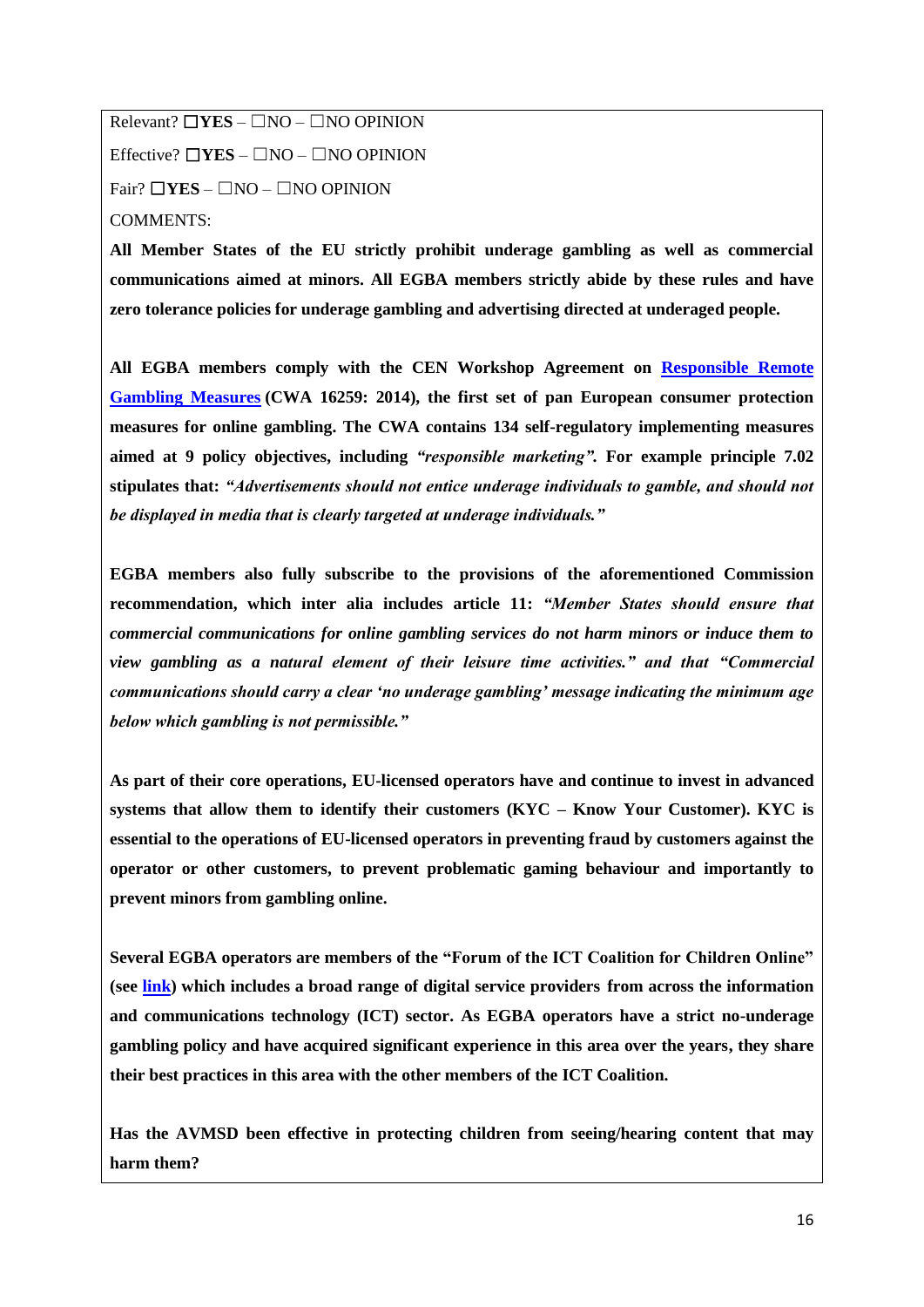Relevant? ☐**YES** – ☐NO – ☐NO OPINION

Effective? ☐**YES** – ☐NO – ☐NO OPINION

Fair? ☐**YES** – ☐NO – ☐NO OPINION

COMMENTS:

**All Member States of the EU strictly prohibit underage gambling as well as commercial communications aimed at minors. All EGBA members strictly abide by these rules and have zero tolerance policies for underage gambling and advertising directed at underaged people.**

**All EGBA members comply with the CEN Workshop Agreement on Responsible Remote Gambling Measures (CWA 16259: 2014), the first set of pan European consumer protection measures for online gambling. The CWA contains 134 self-regulatory implementing measures aimed at 9 policy objectives, including *"responsible marketing".* For example principle 7.02 stipulates that: *"Advertisements should not entice underage individuals to gamble, and should not be displayed in media that is clearly targeted at underage individuals."***

**EGBA members also fully subscribe to the provisions of the aforementioned Commission recommendation, which inter alia includes article 11: *"Member States should ensure that commercial communications for online gambling services do not harm minors or induce them to view gambling as a natural element of their leisure time activities."* and that *"Commercial communications should carry a clear 'no underage gambling' message indicating the minimum age below which gambling is not permissible."***

**As part of their core operations, EU-licensed operators have and continue to invest in advanced systems that allow them to identify their customers (KYC – Know Your Customer). KYC is essential to the operations of EU-licensed operators in preventing fraud by customers against the operator or other customers, to prevent problematic gaming behaviour and importantly to prevent minors from gambling online.**

**Several EGBA operators are members of the "Forum of the ICT Coalition for Children Online" (see link) which includes a broad range of digital service providers from across the information and communications technology (ICT) sector. As EGBA operators have a strict no-underage gambling policy and have acquired significant experience in this area over the years, they share their best practices in this area with the other members of the ICT Coalition.**

**Has the AVMSD been effective in protecting children from seeing/hearing content that may harm them?**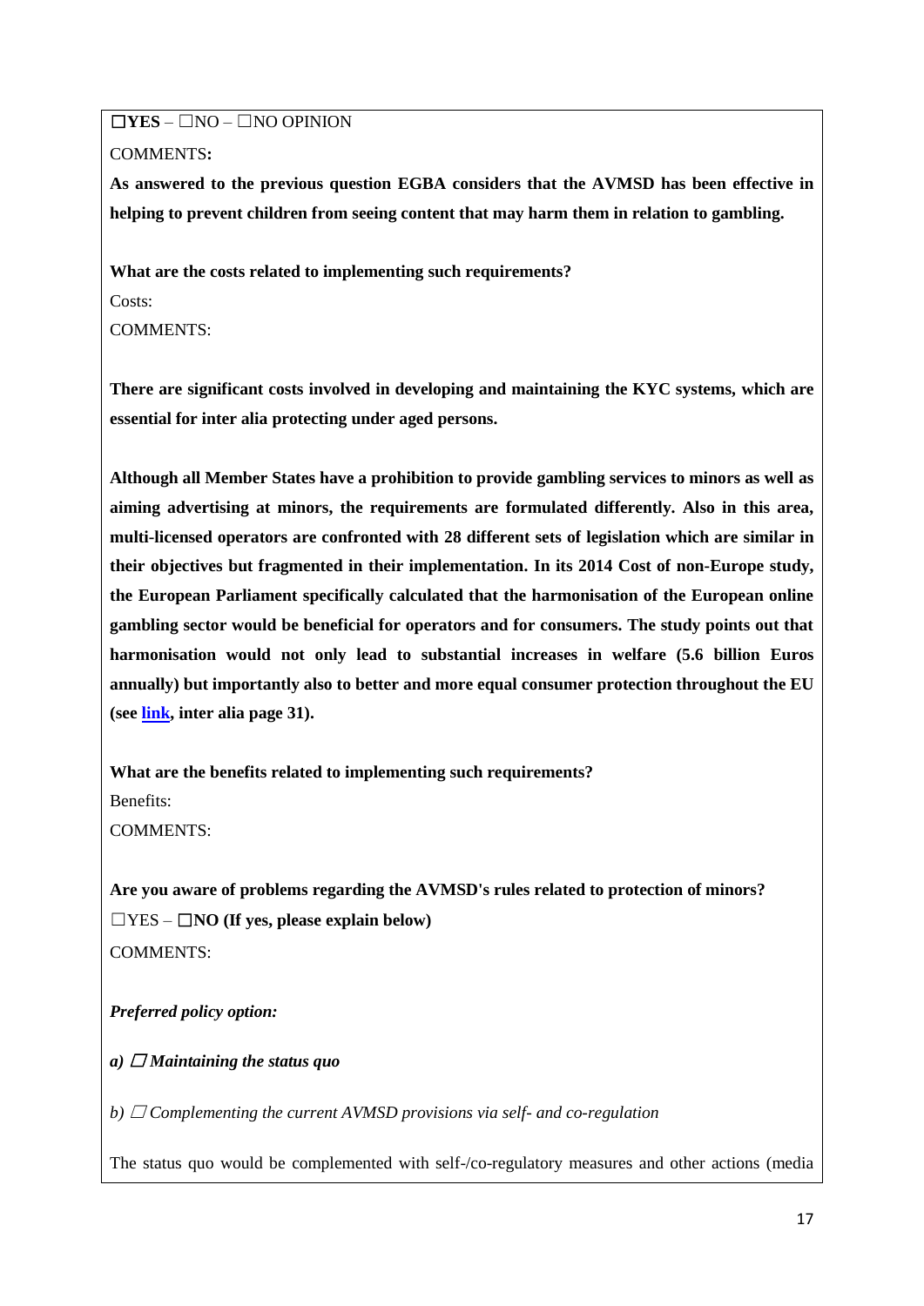☐**YES** – ☐NO – ☐NO OPINION

COMMENTS**:**

**As answered to the previous question EGBA considers that the AVMSD has been effective in helping to prevent children from seeing content that may harm them in relation to gambling.**

**What are the costs related to implementing such requirements?**

Costs:

COMMENTS:

**There are significant costs involved in developing and maintaining the KYC systems, which are essential for inter alia protecting under aged persons.**

**Although all Member States have a prohibition to provide gambling services to minors as well as aiming advertising at minors, the requirements are formulated differently. Also in this area, multi-licensed operators are confronted with 28 different sets of legislation which are similar in their objectives but fragmented in their implementation. In its 2014 Cost of non-Europe study, the European Parliament specifically calculated that the harmonisation of the European online gambling sector would be beneficial for operators and for consumers. The study points out that harmonisation would not only lead to substantial increases in welfare (5.6 billion Euros annually) but importantly also to better and more equal consumer protection throughout the EU (see link, inter alia page 31).**

**What are the benefits related to implementing such requirements?**

Benefits:

COMMENTS:

**Are you aware of problems regarding the AVMSD's rules related to protection of minors?**

☐YES – ☐**NO (If yes, please explain below)**

COMMENTS:

***Preferred policy option:***

***a) ☐ Maintaining the status quo***

*b) ☐ Complementing the current AVMSD provisions via self- and co-regulation*

The status quo would be complemented with self-/co-regulatory measures and other actions (media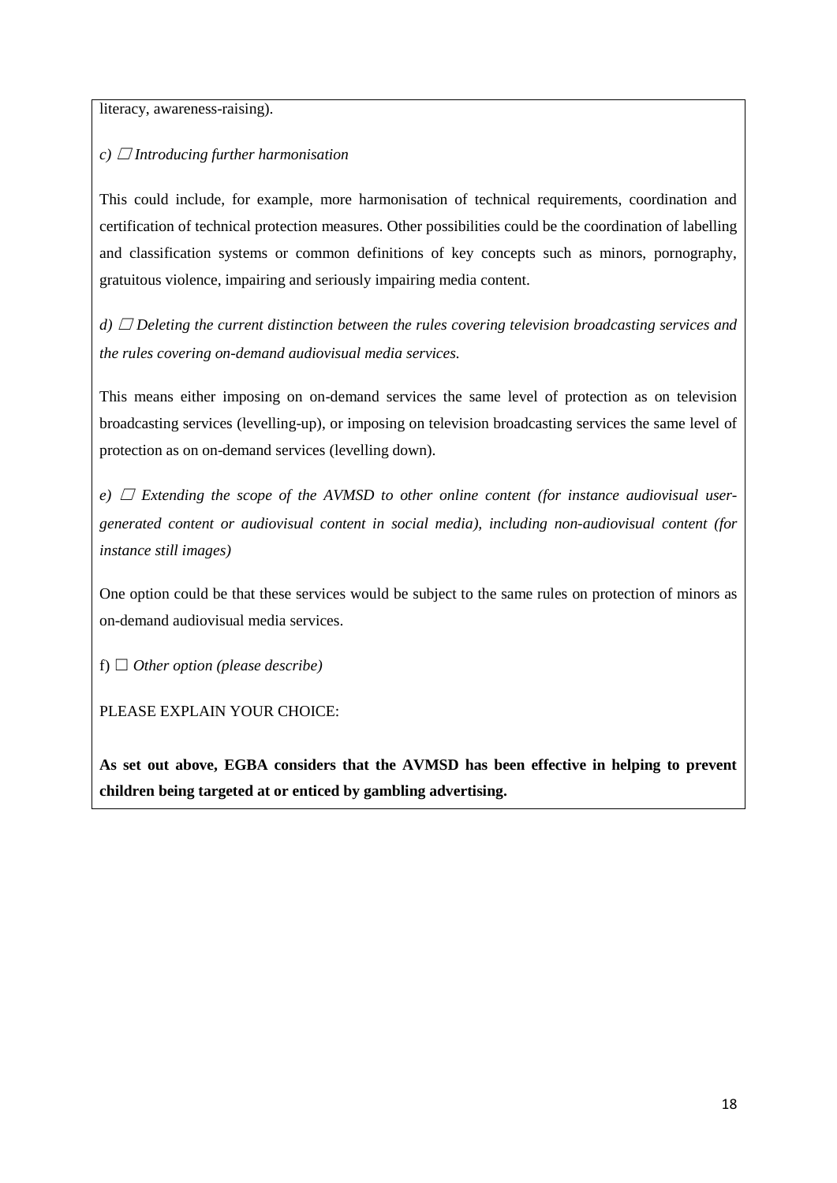literacy, awareness-raising).

*c) ☐ Introducing further harmonisation*

This could include, for example, more harmonisation of technical requirements, coordination and certification of technical protection measures. Other possibilities could be the coordination of labelling and classification systems or common definitions of key concepts such as minors, pornography, gratuitous violence, impairing and seriously impairing media content.

*d) ☐ Deleting the current distinction between the rules covering television broadcasting services and the rules covering on-demand audiovisual media services.*

This means either imposing on on-demand services the same level of protection as on television broadcasting services (levelling-up), or imposing on television broadcasting services the same level of protection as on on-demand services (levelling down).

*e) ☐ Extending the scope of the AVMSD to other online content (for instance audiovisual user-generated content or audiovisual content in social media), including non-audiovisual content (for instance still images)*

One option could be that these services would be subject to the same rules on protection of minors as on-demand audiovisual media services.

f) ☐ *Other option (please describe)*

PLEASE EXPLAIN YOUR CHOICE:

**As set out above, EGBA considers that the AVMSD has been effective in helping to prevent children being targeted at or enticed by gambling advertising.**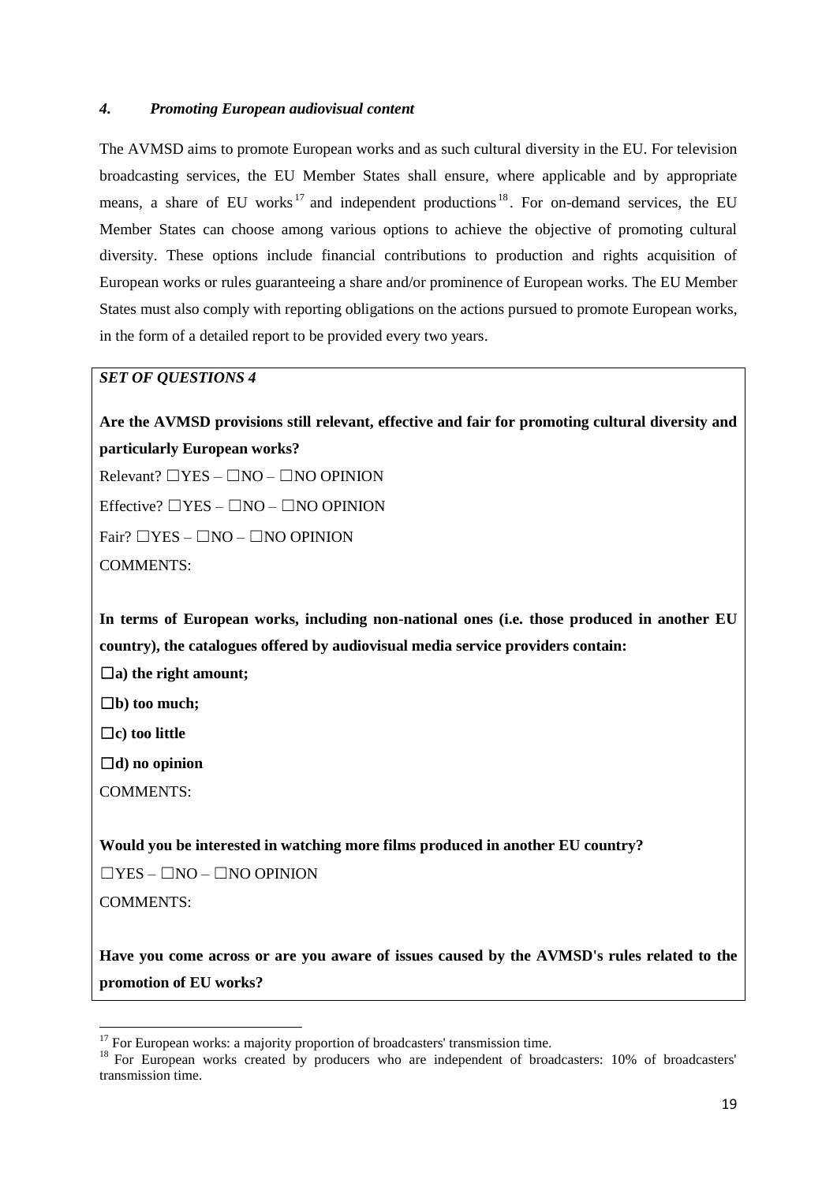#### *4. Promoting European audiovisual content*

The AVMSD aims to promote European works and as such cultural diversity in the EU. For television broadcasting services, the EU Member States shall ensure, where applicable and by appropriate means, a share of EU works[17] and independent productions[18]. For on-demand services, the EU Member States can choose among various options to achieve the objective of promoting cultural diversity. These options include financial contributions to production and rights acquisition of European works or rules guaranteeing a share and/or prominence of European works. The EU Member States must also comply with reporting obligations on the actions pursued to promote European works, in the form of a detailed report to be provided every two years.

***SET OF QUESTIONS 4***

**Are the AVMSD provisions still relevant, effective and fair for promoting cultural diversity and particularly European works?**

Relevant? ☐YES – ☐NO – ☐NO OPINION

Effective? ☐YES – ☐NO – ☐NO OPINION

Fair? ☐YES – ☐NO – ☐NO OPINION

COMMENTS:

**In terms of European works, including non-national ones (i.e. those produced in another EU country), the catalogues offered by audiovisual media service providers contain:**

**☐a) the right amount;**

**☐b) too much;**

**☐c) too little**

**☐d) no opinion**

COMMENTS:

**Would you be interested in watching more films produced in another EU country?**

☐YES – ☐NO – ☐NO OPINION

COMMENTS:

**Have you come across or are you aware of issues caused by the AVMSD's rules related to the promotion of EU works?**

---

[17] For European works: a majority proportion of broadcasters' transmission time.

[18] For European works created by producers who are independent of broadcasters: 10% of broadcasters' transmission time.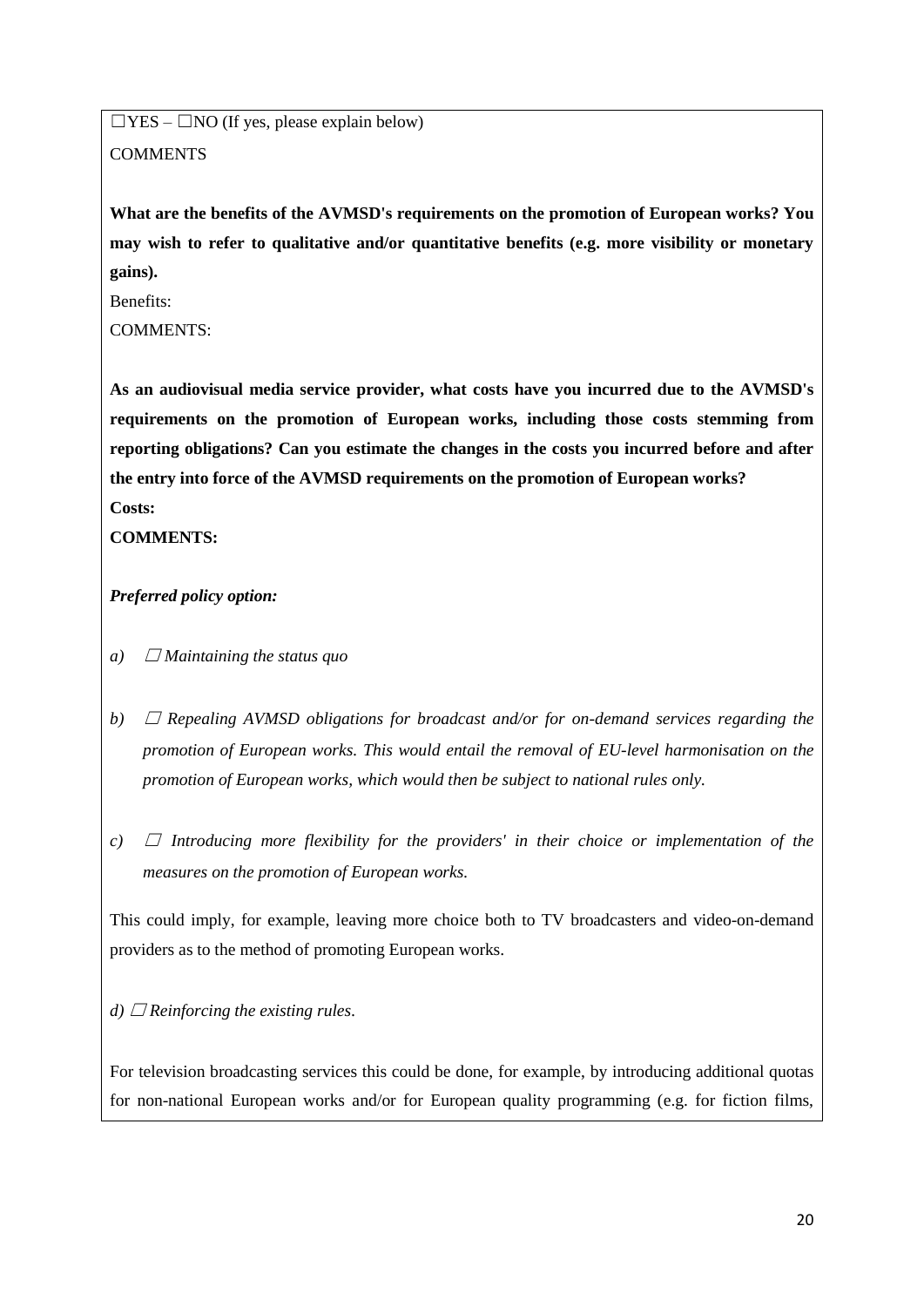☐YES – ☐NO (If yes, please explain below)

COMMENTS

**What are the benefits of the AVMSD's requirements on the promotion of European works? You may wish to refer to qualitative and/or quantitative benefits (e.g. more visibility or monetary gains).**

Benefits:

COMMENTS:

**As an audiovisual media service provider, what costs have you incurred due to the AVMSD's requirements on the promotion of European works, including those costs stemming from reporting obligations? Can you estimate the changes in the costs you incurred before and after the entry into force of the AVMSD requirements on the promotion of European works?**

**Costs:**

**COMMENTS:**

***Preferred policy option:***

*a)* ☐ *Maintaining the status quo*

*b)* ☐ *Repealing AVMSD obligations for broadcast and/or for on-demand services regarding the promotion of European works. This would entail the removal of EU-level harmonisation on the promotion of European works, which would then be subject to national rules only.*

*c)* ☐ *Introducing more flexibility for the providers' in their choice or implementation of the measures on the promotion of European works.*

This could imply, for example, leaving more choice both to TV broadcasters and video-on-demand providers as to the method of promoting European works.

*d)* ☐ *Reinforcing the existing rules.*

For television broadcasting services this could be done, for example, by introducing additional quotas for non-national European works and/or for European quality programming (e.g. for fiction films,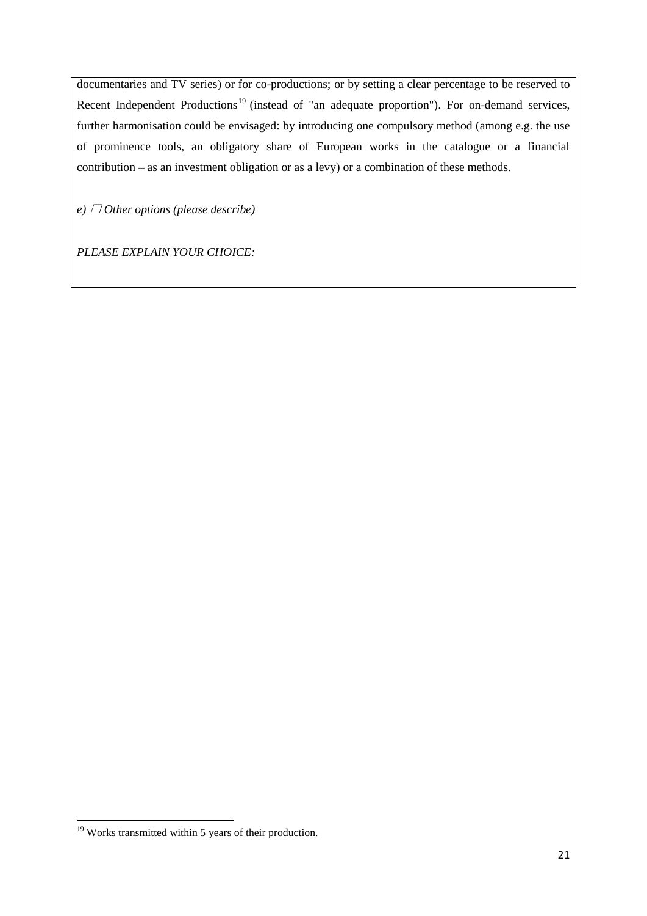documentaries and TV series) or for co-productions; or by setting a clear percentage to be reserved to Recent Independent Productions[19] (instead of "an adequate proportion"). For on-demand services, further harmonisation could be envisaged: by introducing one compulsory method (among e.g. the use of prominence tools, an obligatory share of European works in the catalogue or a financial contribution – as an investment obligation or as a levy) or a combination of these methods.

*e) ☐ Other options (please describe)*

*PLEASE EXPLAIN YOUR CHOICE:*

[19] Works transmitted within 5 years of their production.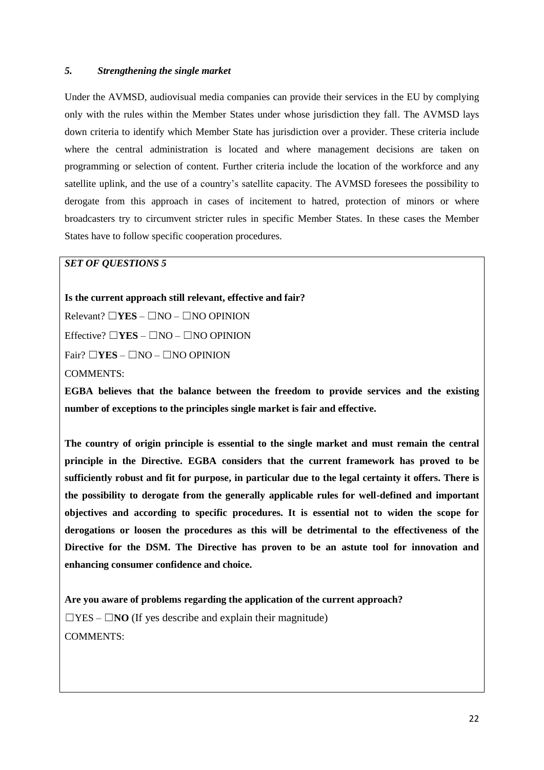### *5. Strengthening the single market*

Under the AVMSD, audiovisual media companies can provide their services in the EU by complying only with the rules within the Member States under whose jurisdiction they fall. The AVMSD lays down criteria to identify which Member State has jurisdiction over a provider. These criteria include where the central administration is located and where management decisions are taken on programming or selection of content. Further criteria include the location of the workforce and any satellite uplink, and the use of a country's satellite capacity. The AVMSD foresees the possibility to derogate from this approach in cases of incitement to hatred, protection of minors or where broadcasters try to circumvent stricter rules in specific Member States. In these cases the Member States have to follow specific cooperation procedures.

***SET OF QUESTIONS 5***

**Is the current approach still relevant, effective and fair?**

Relevant? ☐**YES** – ☐NO – ☐NO OPINION

Effective? ☐**YES** – ☐NO – ☐NO OPINION

Fair? ☐**YES** – ☐NO – ☐NO OPINION

COMMENTS:

**EGBA believes that the balance between the freedom to provide services and the existing number of exceptions to the principles single market is fair and effective.**

**The country of origin principle is essential to the single market and must remain the central principle in the Directive. EGBA considers that the current framework has proved to be sufficiently robust and fit for purpose, in particular due to the legal certainty it offers. There is the possibility to derogate from the generally applicable rules for well-defined and important objectives and according to specific procedures. It is essential not to widen the scope for derogations or loosen the procedures as this will be detrimental to the effectiveness of the Directive for the DSM. The Directive has proven to be an astute tool for innovation and enhancing consumer confidence and choice.**

**Are you aware of problems regarding the application of the current approach?**

☐YES – ☐**NO** (If yes describe and explain their magnitude)

COMMENTS: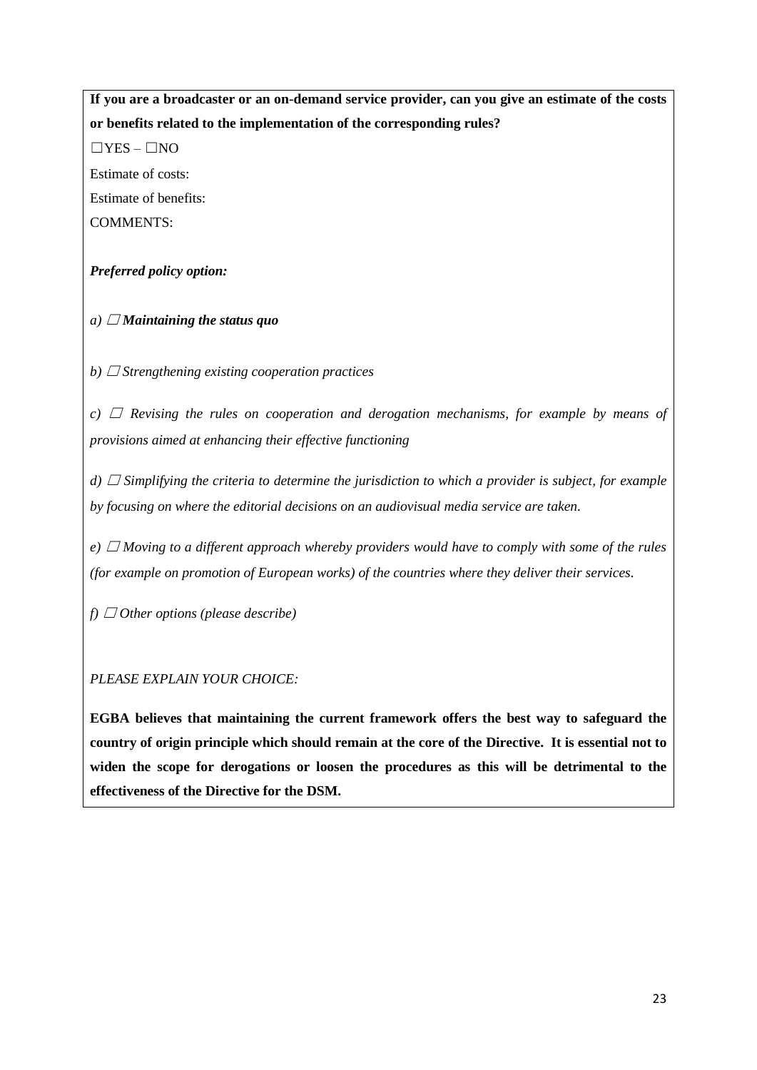**If you are a broadcaster or an on-demand service provider, can you give an estimate of the costs or benefits related to the implementation of the corresponding rules?**

☐YES – ☐NO

Estimate of costs:

Estimate of benefits:

COMMENTS:

***Preferred policy option:***

*a)* ☐ ***Maintaining the status quo***

*b)* ☐ *Strengthening existing cooperation practices*

*c)* ☐ *Revising the rules on cooperation and derogation mechanisms, for example by means of provisions aimed at enhancing their effective functioning*

*d)* ☐ *Simplifying the criteria to determine the jurisdiction to which a provider is subject, for example by focusing on where the editorial decisions on an audiovisual media service are taken.*

*e)* ☐ *Moving to a different approach whereby providers would have to comply with some of the rules (for example on promotion of European works) of the countries where they deliver their services.*

*f)* ☐ *Other options (please describe)*

*PLEASE EXPLAIN YOUR CHOICE:*

**EGBA believes that maintaining the current framework offers the best way to safeguard the country of origin principle which should remain at the core of the Directive. It is essential not to widen the scope for derogations or loosen the procedures as this will be detrimental to the effectiveness of the Directive for the DSM.**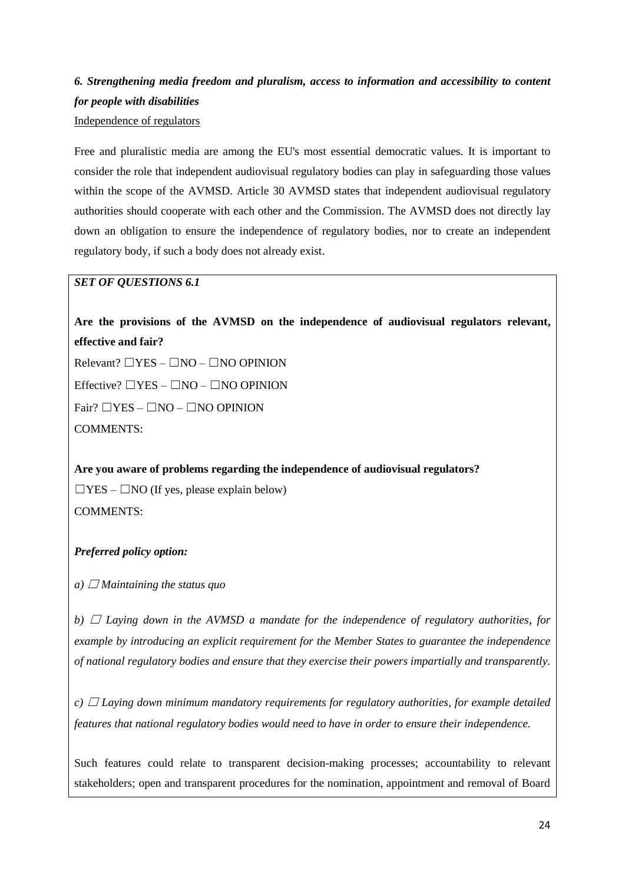***6. Strengthening media freedom and pluralism, access to information and accessibility to content for people with disabilities***

Independence of regulators

Free and pluralistic media are among the EU's most essential democratic values. It is important to consider the role that independent audiovisual regulatory bodies can play in safeguarding those values within the scope of the AVMSD. Article 30 AVMSD states that independent audiovisual regulatory authorities should cooperate with each other and the Commission. The AVMSD does not directly lay down an obligation to ensure the independence of regulatory bodies, nor to create an independent regulatory body, if such a body does not already exist.

***SET OF QUESTIONS 6.1***

**Are the provisions of the AVMSD on the independence of audiovisual regulators relevant, effective and fair?**

Relevant? ☐YES – ☐NO – ☐NO OPINION

Effective? ☐YES – ☐NO – ☐NO OPINION

Fair? ☐YES – ☐NO – ☐NO OPINION

COMMENTS:

**Are you aware of problems regarding the independence of audiovisual regulators?**

☐YES – ☐NO (If yes, please explain below)

COMMENTS:

***Preferred policy option:***

*a) ☐ Maintaining the status quo*

*b) ☐ Laying down in the AVMSD a mandate for the independence of regulatory authorities, for example by introducing an explicit requirement for the Member States to guarantee the independence of national regulatory bodies and ensure that they exercise their powers impartially and transparently.*

*c) ☐ Laying down minimum mandatory requirements for regulatory authorities, for example detailed features that national regulatory bodies would need to have in order to ensure their independence.*

Such features could relate to transparent decision-making processes; accountability to relevant stakeholders; open and transparent procedures for the nomination, appointment and removal of Board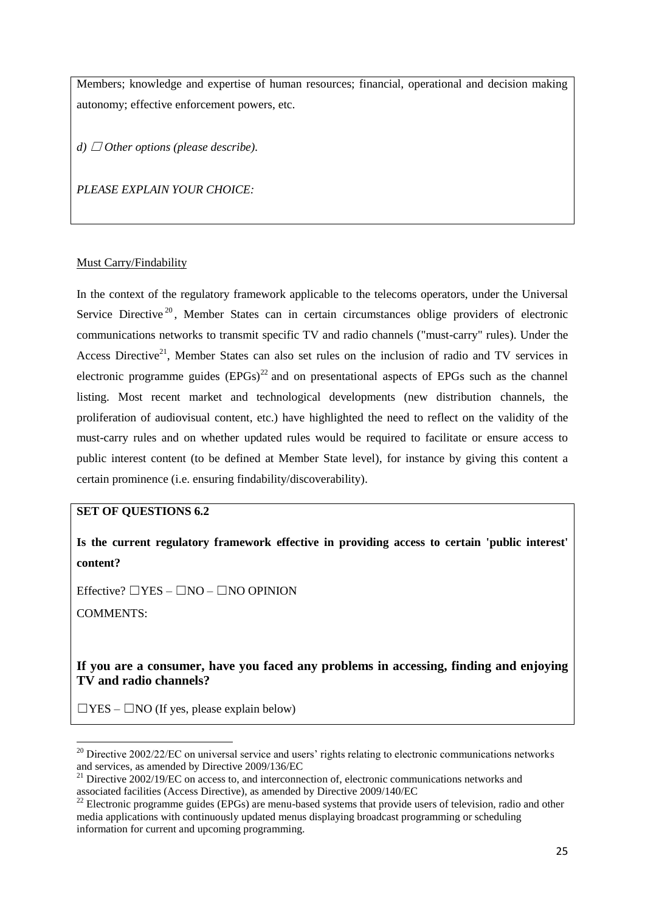Members; knowledge and expertise of human resources; financial, operational and decision making autonomy; effective enforcement powers, etc.

*d) ☐ Other options (please describe).*

*PLEASE EXPLAIN YOUR CHOICE:*

Must Carry/Findability

In the context of the regulatory framework applicable to the telecoms operators, under the Universal Service Directive[20], Member States can in certain circumstances oblige providers of electronic communications networks to transmit specific TV and radio channels ("must-carry" rules). Under the Access Directive[21], Member States can also set rules on the inclusion of radio and TV services in electronic programme guides (EPGs)[22] and on presentational aspects of EPGs such as the channel listing. Most recent market and technological developments (new distribution channels, the proliferation of audiovisual content, etc.) have highlighted the need to reflect on the validity of the must-carry rules and on whether updated rules would be required to facilitate or ensure access to public interest content (to be defined at Member State level), for instance by giving this content a certain prominence (i.e. ensuring findability/discoverability).

**SET OF QUESTIONS 6.2**

**Is the current regulatory framework effective in providing access to certain 'public interest' content?**

Effective? ☐YES – ☐NO – ☐NO OPINION

COMMENTS:

**If you are a consumer, have you faced any problems in accessing, finding and enjoying TV and radio channels?**

☐YES – ☐NO (If yes, please explain below)

[20] Directive 2002/22/EC on universal service and users' rights relating to electronic communications networks and services, as amended by Directive 2009/136/EC

[21] Directive 2002/19/EC on access to, and interconnection of, electronic communications networks and associated facilities (Access Directive), as amended by Directive 2009/140/EC

[22] Electronic programme guides (EPGs) are menu-based systems that provide users of television, radio and other media applications with continuously updated menus displaying broadcast programming or scheduling information for current and upcoming programming.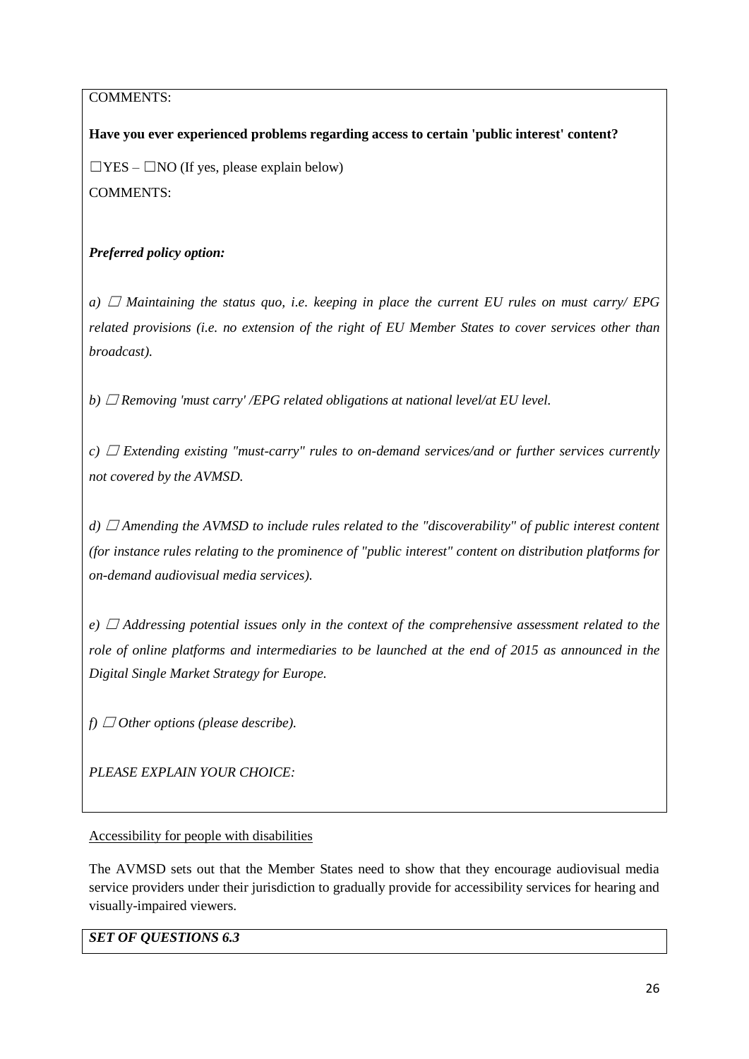COMMENTS:

**Have you ever experienced problems regarding access to certain 'public interest' content?**

☐YES – ☐NO (If yes, please explain below)

COMMENTS:

***Preferred policy option:***

*a) ☐ Maintaining the status quo, i.e. keeping in place the current EU rules on must carry/ EPG related provisions (i.e. no extension of the right of EU Member States to cover services other than broadcast).*

*b) ☐ Removing 'must carry' /EPG related obligations at national level/at EU level.*

*c) ☐ Extending existing "must-carry" rules to on-demand services/and or further services currently not covered by the AVMSD.*

*d) ☐ Amending the AVMSD to include rules related to the "discoverability" of public interest content (for instance rules relating to the prominence of "public interest" content on distribution platforms for on-demand audiovisual media services).*

*e) ☐ Addressing potential issues only in the context of the comprehensive assessment related to the role of online platforms and intermediaries to be launched at the end of 2015 as announced in the Digital Single Market Strategy for Europe.*

*f) ☐ Other options (please describe).*

*PLEASE EXPLAIN YOUR CHOICE:*

Accessibility for people with disabilities

The AVMSD sets out that the Member States need to show that they encourage audiovisual media service providers under their jurisdiction to gradually provide for accessibility services for hearing and visually-impaired viewers.

***SET OF QUESTIONS 6.3***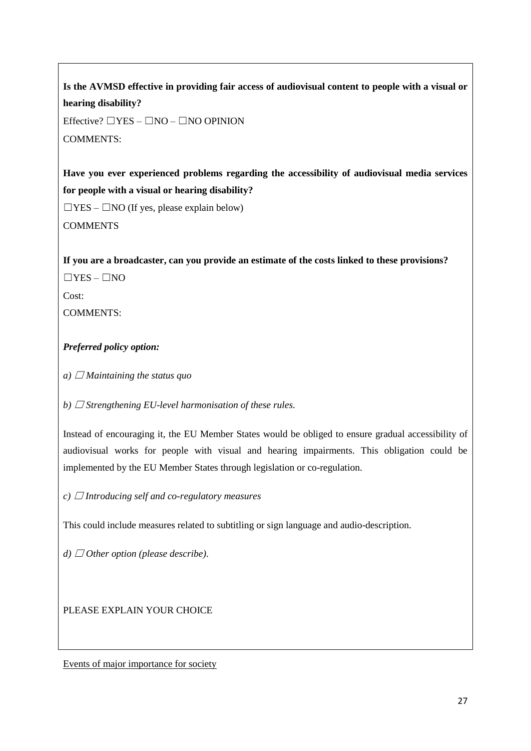**Is the AVMSD effective in providing fair access of audiovisual content to people with a visual or hearing disability?**

Effective? ☐YES – ☐NO – ☐NO OPINION

COMMENTS:

**Have you ever experienced problems regarding the accessibility of audiovisual media services for people with a visual or hearing disability?**

☐YES – ☐NO (If yes, please explain below)

COMMENTS

**If you are a broadcaster, can you provide an estimate of the costs linked to these provisions?**

☐YES – ☐NO

Cost:

COMMENTS:

***Preferred policy option:***

*a) ☐ Maintaining the status quo*

*b) ☐ Strengthening EU-level harmonisation of these rules.*

Instead of encouraging it, the EU Member States would be obliged to ensure gradual accessibility of audiovisual works for people with visual and hearing impairments. This obligation could be implemented by the EU Member States through legislation or co-regulation.

*c) ☐ Introducing self and co-regulatory measures*

This could include measures related to subtitling or sign language and audio-description.

*d) ☐ Other option (please describe).*

PLEASE EXPLAIN YOUR CHOICE

Events of major importance for society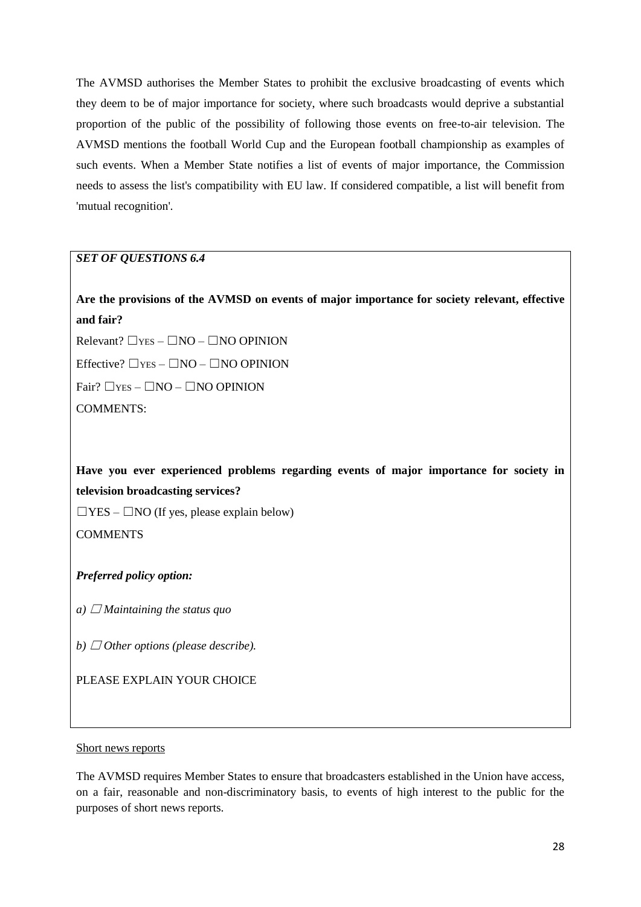The AVMSD authorises the Member States to prohibit the exclusive broadcasting of events which they deem to be of major importance for society, where such broadcasts would deprive a substantial proportion of the public of the possibility of following those events on free-to-air television. The AVMSD mentions the football World Cup and the European football championship as examples of such events. When a Member State notifies a list of events of major importance, the Commission needs to assess the list's compatibility with EU law. If considered compatible, a list will benefit from 'mutual recognition'.

***SET OF QUESTIONS 6.4***

**Are the provisions of the AVMSD on events of major importance for society relevant, effective and fair?**

Relevant? ☐YES – ☐NO – ☐NO OPINION

Effective? ☐YES – ☐NO – ☐NO OPINION

Fair? ☐YES – ☐NO – ☐NO OPINION

COMMENTS:

**Have you ever experienced problems regarding events of major importance for society in television broadcasting services?**

☐YES – ☐NO (If yes, please explain below)

COMMENTS

***Preferred policy option:***

*a) ☐ Maintaining the status quo*

*b) ☐ Other options (please describe).*

PLEASE EXPLAIN YOUR CHOICE

Short news reports

The AVMSD requires Member States to ensure that broadcasters established in the Union have access, on a fair, reasonable and non-discriminatory basis, to events of high interest to the public for the purposes of short news reports.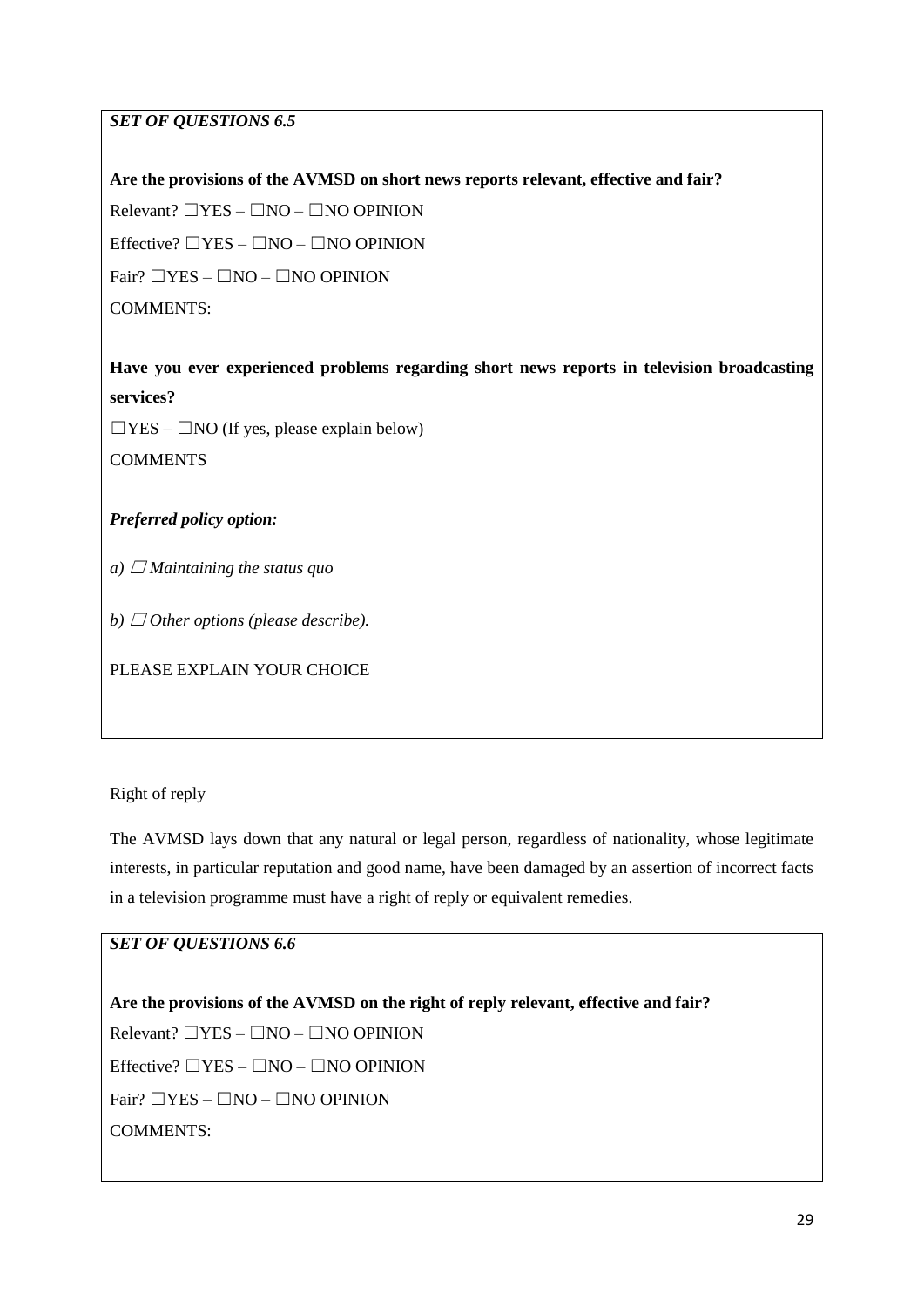*SET OF QUESTIONS 6.5*

**Are the provisions of the AVMSD on short news reports relevant, effective and fair?**

Relevant? ☐YES – ☐NO – ☐NO OPINION

Effective? ☐YES – ☐NO – ☐NO OPINION

Fair? ☐YES – ☐NO – ☐NO OPINION

COMMENTS:

**Have you ever experienced problems regarding short news reports in television broadcasting services?**

☐YES – ☐NO (If yes, please explain below)

COMMENTS

***Preferred policy option:***

*a) ☐ Maintaining the status quo*

*b) ☐ Other options (please describe).*

PLEASE EXPLAIN YOUR CHOICE

Right of reply

The AVMSD lays down that any natural or legal person, regardless of nationality, whose legitimate interests, in particular reputation and good name, have been damaged by an assertion of incorrect facts in a television programme must have a right of reply or equivalent remedies.

*SET OF QUESTIONS 6.6*

**Are the provisions of the AVMSD on the right of reply relevant, effective and fair?**

Relevant? ☐YES – ☐NO – ☐NO OPINION

Effective? ☐YES – ☐NO – ☐NO OPINION

Fair? ☐YES – ☐NO – ☐NO OPINION

COMMENTS: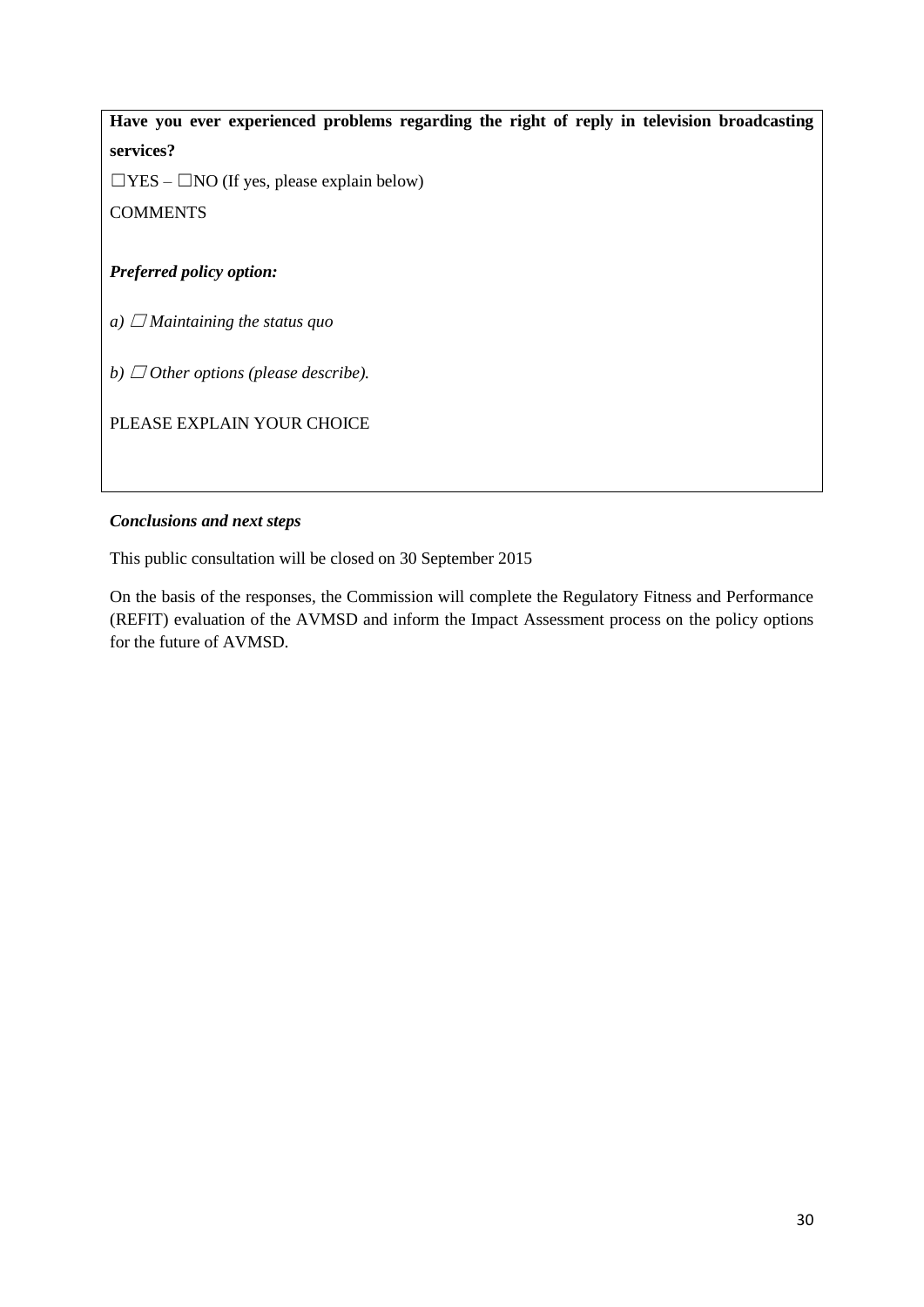**Have you ever experienced problems regarding the right of reply in television broadcasting services?**

☐YES – ☐NO (If yes, please explain below)

COMMENTS

***Preferred policy option:***

*a) ☐ Maintaining the status quo*

*b) ☐ Other options (please describe).*

PLEASE EXPLAIN YOUR CHOICE

***Conclusions and next steps***

This public consultation will be closed on 30 September 2015

On the basis of the responses, the Commission will complete the Regulatory Fitness and Performance (REFIT) evaluation of the AVMSD and inform the Impact Assessment process on the policy options for the future of AVMSD.